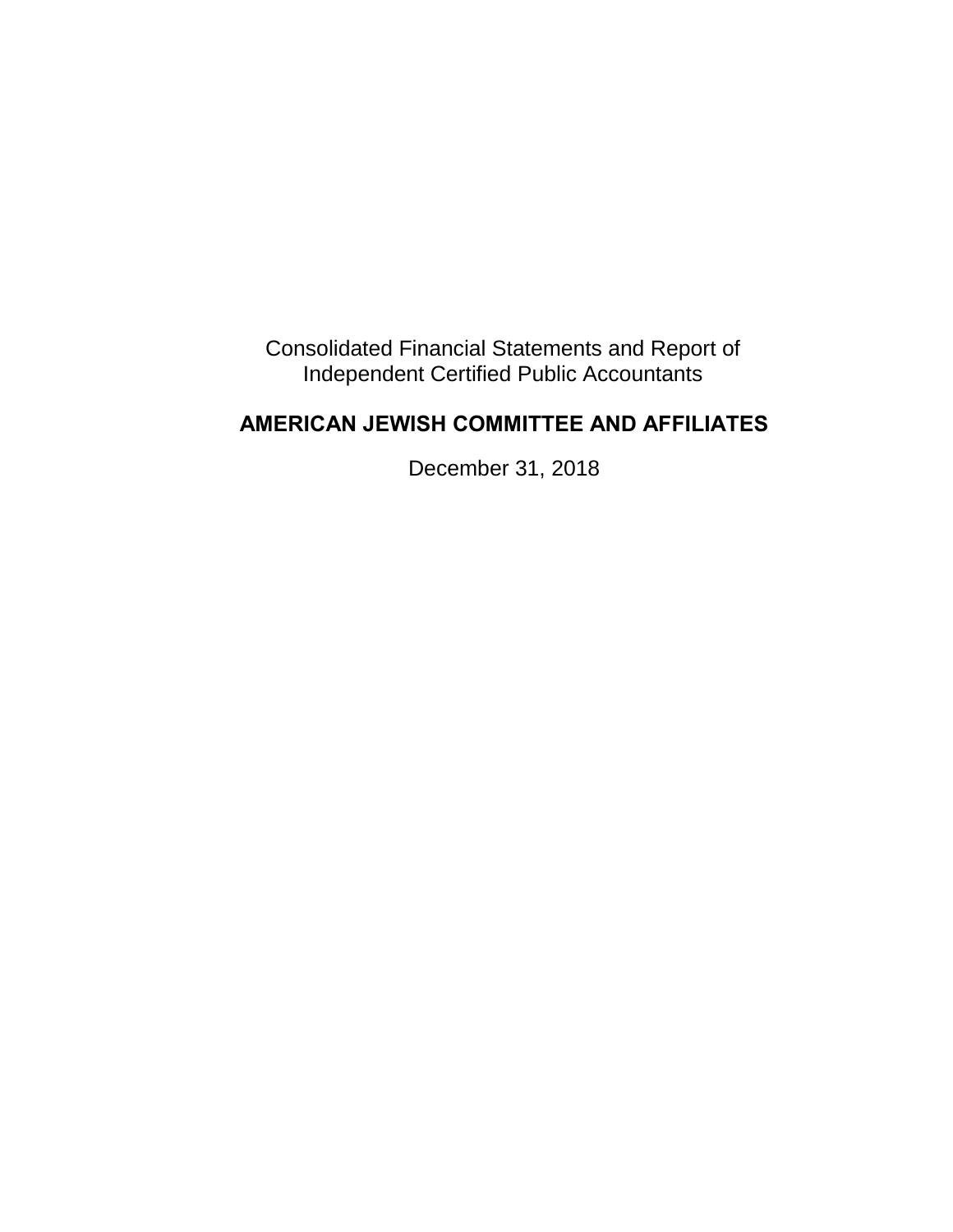Consolidated Financial Statements and Report of
Independent Certified Public Accountants

# AMERICAN JEWISH COMMITTEE AND AFFILIATES

December 31, 2018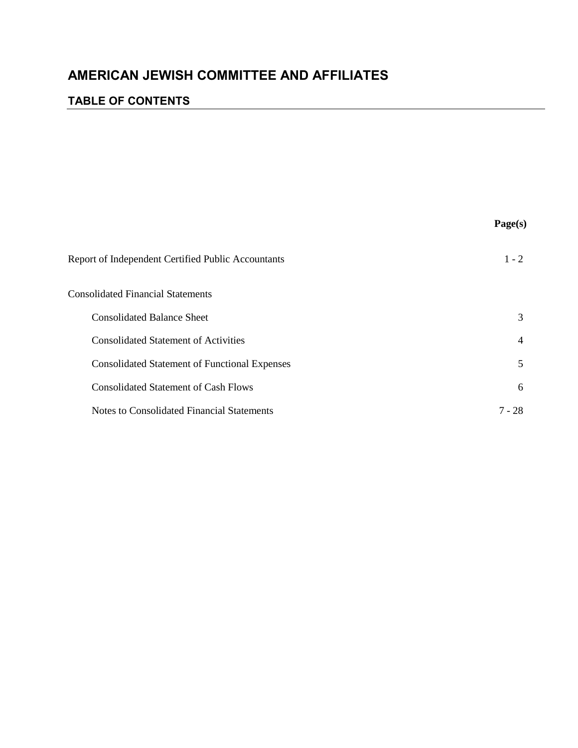# AMERICAN JEWISH COMMITTEE AND AFFILIATES

## TABLE OF CONTENTS

| | Page(s) |
|---|---|
| Report of Independent Certified Public Accountants | 1 - 2 |
| Consolidated Financial Statements | |
| Consolidated Balance Sheet | 3 |
| Consolidated Statement of Activities | 4 |
| Consolidated Statement of Functional Expenses | 5 |
| Consolidated Statement of Cash Flows | 6 |
| Notes to Consolidated Financial Statements | 7 - 28 |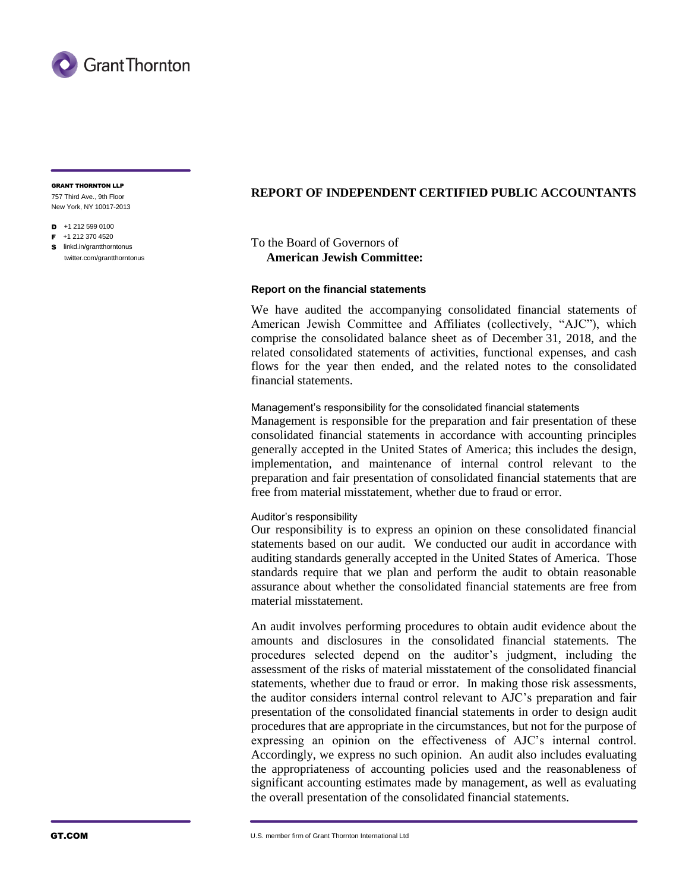GRANT THORNTON LLP
757 Third Ave., 9th Floor
New York, NY 10017-2013

D +1 212 599 0100
F +1 212 370 4520
S linkd.in/grantthorntonus
twitter.com/grantthorntonus

# REPORT OF INDEPENDENT CERTIFIED PUBLIC ACCOUNTANTS

To the Board of Governors of
**American Jewish Committee:**

### Report on the financial statements

We have audited the accompanying consolidated financial statements of American Jewish Committee and Affiliates (collectively, "AJC"), which comprise the consolidated balance sheet as of December 31, 2018, and the related consolidated statements of activities, functional expenses, and cash flows for the year then ended, and the related notes to the consolidated financial statements.

#### Management's responsibility for the consolidated financial statements

Management is responsible for the preparation and fair presentation of these consolidated financial statements in accordance with accounting principles generally accepted in the United States of America; this includes the design, implementation, and maintenance of internal control relevant to the preparation and fair presentation of consolidated financial statements that are free from material misstatement, whether due to fraud or error.

#### Auditor's responsibility

Our responsibility is to express an opinion on these consolidated financial statements based on our audit. We conducted our audit in accordance with auditing standards generally accepted in the United States of America. Those standards require that we plan and perform the audit to obtain reasonable assurance about whether the consolidated financial statements are free from material misstatement.

An audit involves performing procedures to obtain audit evidence about the amounts and disclosures in the consolidated financial statements. The procedures selected depend on the auditor's judgment, including the assessment of the risks of material misstatement of the consolidated financial statements, whether due to fraud or error. In making those risk assessments, the auditor considers internal control relevant to AJC's preparation and fair presentation of the consolidated financial statements in order to design audit procedures that are appropriate in the circumstances, but not for the purpose of expressing an opinion on the effectiveness of AJC's internal control. Accordingly, we express no such opinion. An audit also includes evaluating the appropriateness of accounting policies used and the reasonableness of significant accounting estimates made by management, as well as evaluating the overall presentation of the consolidated financial statements.

GT.COM

U.S. member firm of Grant Thornton International Ltd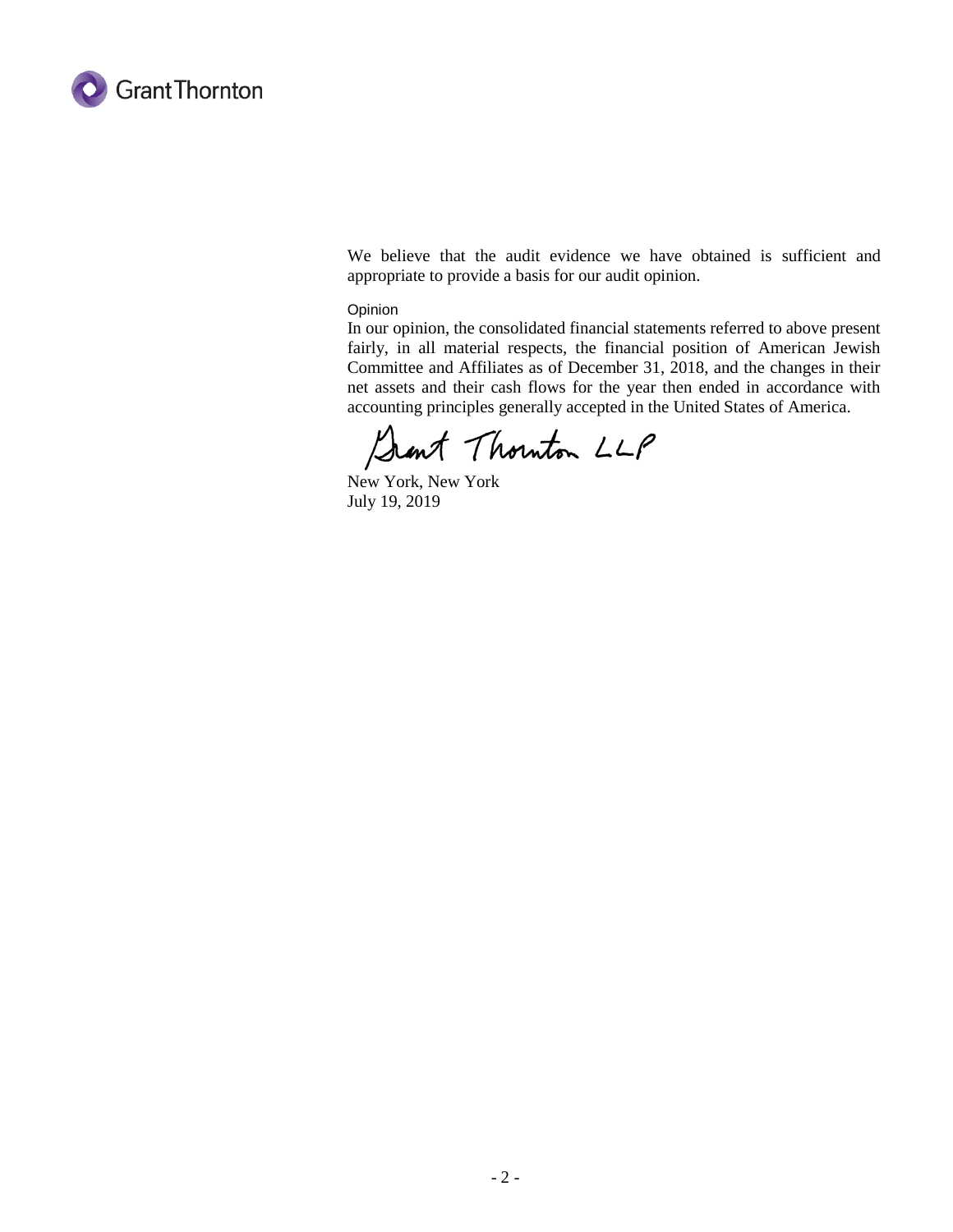We believe that the audit evidence we have obtained is sufficient and appropriate to provide a basis for our audit opinion.

Opinion

In our opinion, the consolidated financial statements referred to above present fairly, in all material respects, the financial position of American Jewish Committee and Affiliates as of December 31, 2018, and the changes in their net assets and their cash flows for the year then ended in accordance with accounting principles generally accepted in the United States of America.

Grant Thornton LLP

New York, New York
July 19, 2019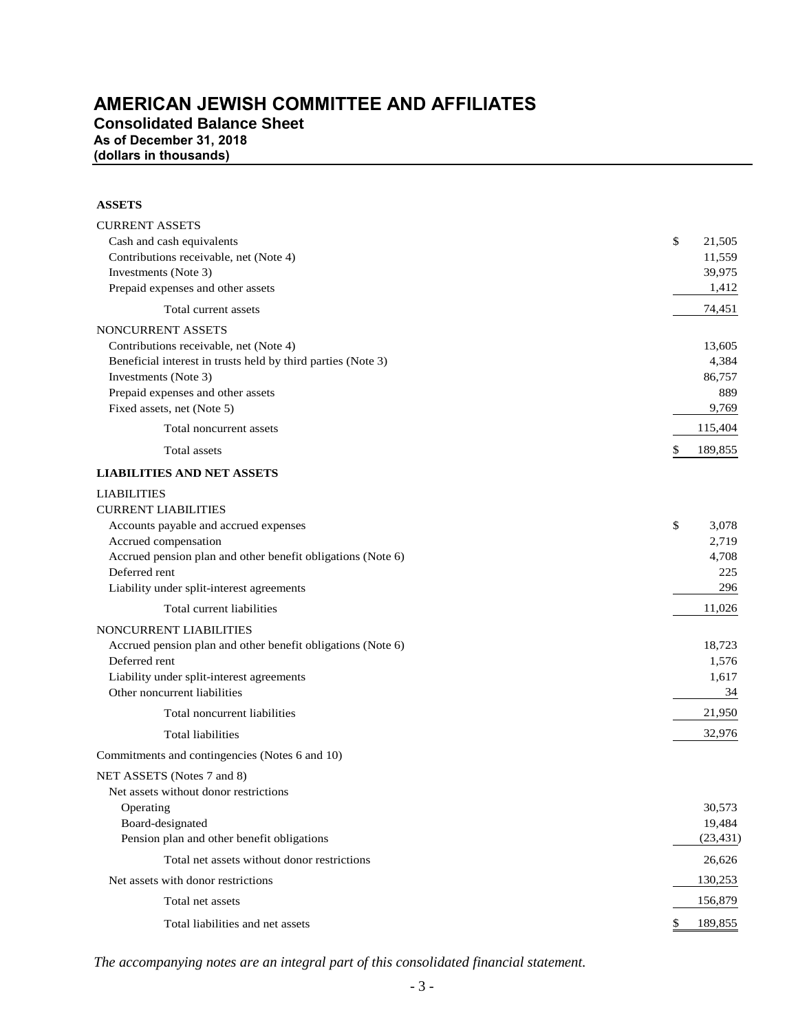# AMERICAN JEWISH COMMITTEE AND AFFILIATES

## Consolidated Balance Sheet

### As of December 31, 2018

### (dollars in thousands)

| | |
|---|---|
| **ASSETS** | |
| CURRENT ASSETS | |
| Cash and cash equivalents | $ 21,505 |
| Contributions receivable, net (Note 4) | 11,559 |
| Investments (Note 3) | 39,975 |
| Prepaid expenses and other assets | 1,412 |
| Total current assets | 74,451 |
| NONCURRENT ASSETS | |
| Contributions receivable, net (Note 4) | 13,605 |
| Beneficial interest in trusts held by third parties (Note 3) | 4,384 |
| Investments (Note 3) | 86,757 |
| Prepaid expenses and other assets | 889 |
| Fixed assets, net (Note 5) | 9,769 |
| Total noncurrent assets | 115,404 |
| Total assets | $ 189,855 |
| **LIABILITIES AND NET ASSETS** | |
| LIABILITIES | |
| CURRENT LIABILITIES | |
| Accounts payable and accrued expenses | $ 3,078 |
| Accrued compensation | 2,719 |
| Accrued pension plan and other benefit obligations (Note 6) | 4,708 |
| Deferred rent | 225 |
| Liability under split-interest agreements | 296 |
| Total current liabilities | 11,026 |
| NONCURRENT LIABILITIES | |
| Accrued pension plan and other benefit obligations (Note 6) | 18,723 |
| Deferred rent | 1,576 |
| Liability under split-interest agreements | 1,617 |
| Other noncurrent liabilities | 34 |
| Total noncurrent liabilities | 21,950 |
| Total liabilities | 32,976 |
| Commitments and contingencies (Notes 6 and 10) | |
| NET ASSETS (Notes 7 and 8) | |
| Net assets without donor restrictions | |
| Operating | 30,573 |
| Board-designated | 19,484 |
| Pension plan and other benefit obligations | (23,431) |
| Total net assets without donor restrictions | 26,626 |
| Net assets with donor restrictions | 130,253 |
| Total net assets | 156,879 |
| Total liabilities and net assets | $ 189,855 |

*The accompanying notes are an integral part of this consolidated financial statement.*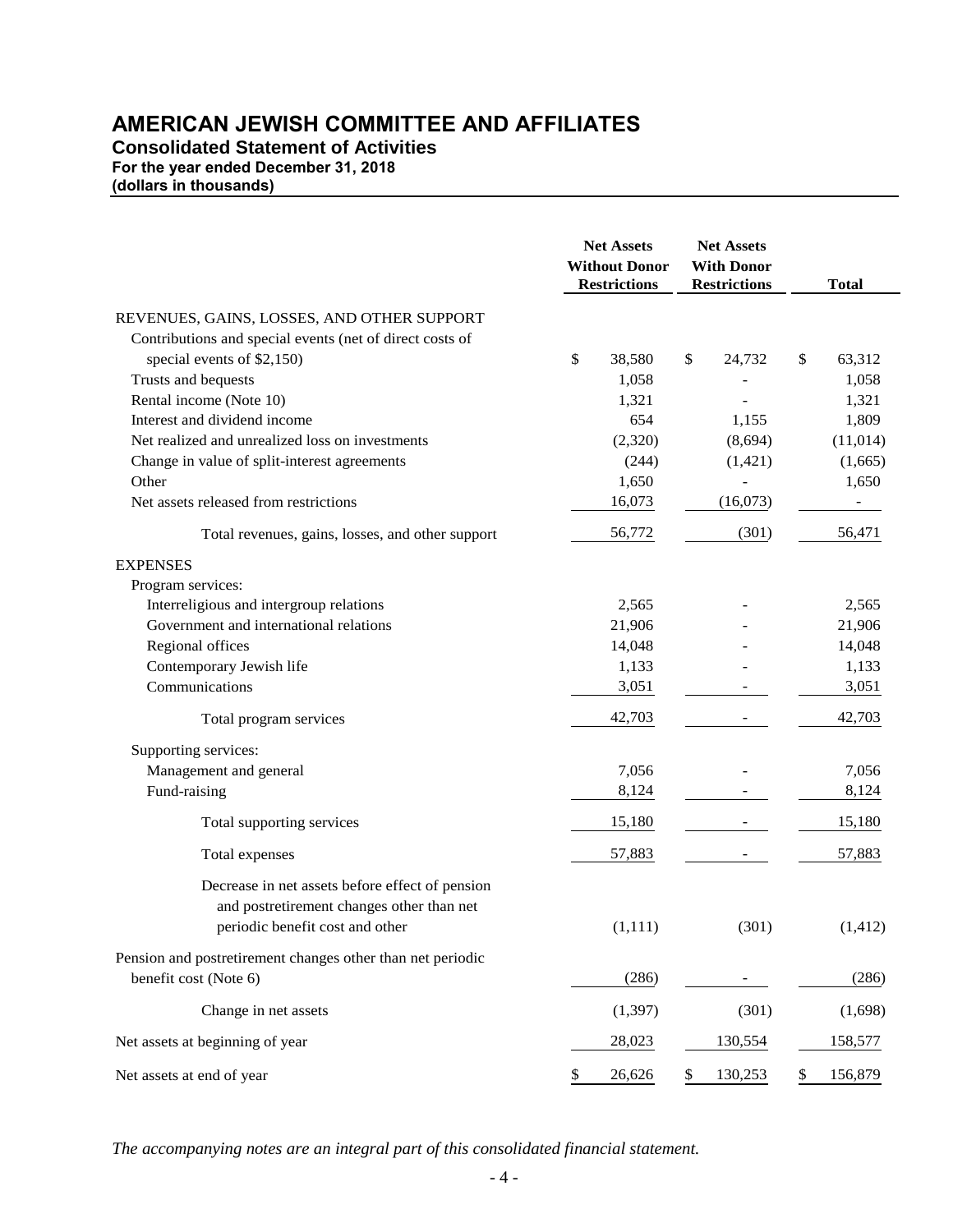# AMERICAN JEWISH COMMITTEE AND AFFILIATES

## Consolidated Statement of Activities

**For the year ended December 31, 2018**
**(dollars in thousands)**

| | Net Assets Without Donor Restrictions | Net Assets With Donor Restrictions | Total |
|---|---|---|---|
| REVENUES, GAINS, LOSSES, AND OTHER SUPPORT | | | |
| Contributions and special events (net of direct costs of special events of $2,150) | $ 38,580 | $ 24,732 | $ 63,312 |
| Trusts and bequests | 1,058 | - | 1,058 |
| Rental income (Note 10) | 1,321 | - | 1,321 |
| Interest and dividend income | 654 | 1,155 | 1,809 |
| Net realized and unrealized loss on investments | (2,320) | (8,694) | (11,014) |
| Change in value of split-interest agreements | (244) | (1,421) | (1,665) |
| Other | 1,650 | - | 1,650 |
| Net assets released from restrictions | 16,073 | (16,073) | - |
| Total revenues, gains, losses, and other support | 56,772 | (301) | 56,471 |
| EXPENSES | | | |
| Program services: | | | |
| Interreligious and intergroup relations | 2,565 | - | 2,565 |
| Government and international relations | 21,906 | - | 21,906 |
| Regional offices | 14,048 | - | 14,048 |
| Contemporary Jewish life | 1,133 | - | 1,133 |
| Communications | 3,051 | - | 3,051 |
| Total program services | 42,703 | - | 42,703 |
| Supporting services: | | | |
| Management and general | 7,056 | - | 7,056 |
| Fund-raising | 8,124 | - | 8,124 |
| Total supporting services | 15,180 | - | 15,180 |
| Total expenses | 57,883 | - | 57,883 |
| Decrease in net assets before effect of pension and postretirement changes other than net periodic benefit cost and other | (1,111) | (301) | (1,412) |
| Pension and postretirement changes other than net periodic benefit cost (Note 6) | (286) | - | (286) |
| Change in net assets | (1,397) | (301) | (1,698) |
| Net assets at beginning of year | 28,023 | 130,554 | 158,577 |
| Net assets at end of year | $ 26,626 | $ 130,253 | $ 156,879 |

*The accompanying notes are an integral part of this consolidated financial statement.*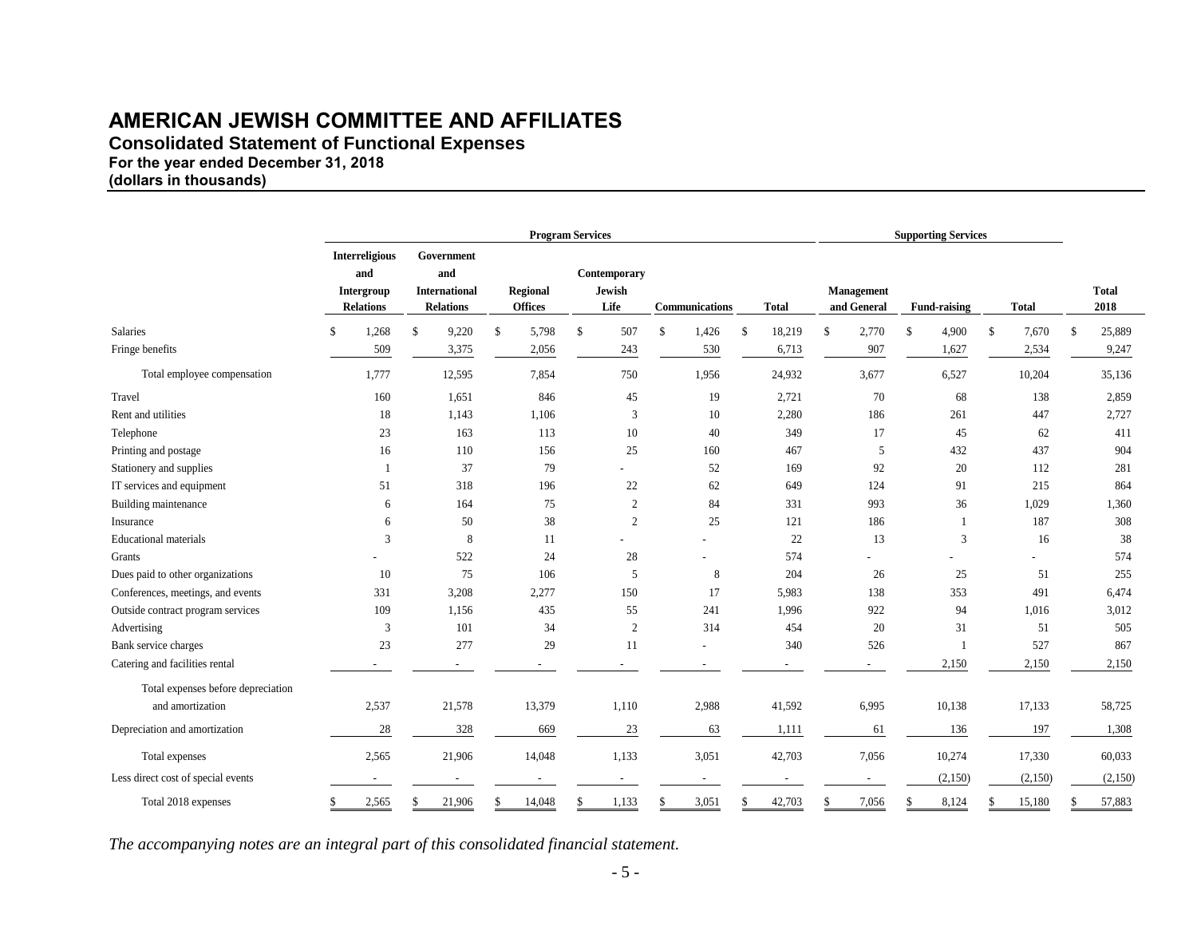# AMERICAN JEWISH COMMITTEE AND AFFILIATES

## Consolidated Statement of Functional Expenses

### For the year ended December 31, 2018

### (dollars in thousands)

| | Program Services | | | | | | Supporting Services | | | |
|---|---|---|---|---|---|---|---|---|---|---|
| | Interreligious and Intergroup Relations | Government and International Relations | Regional Offices | Contemporary Jewish Life | Communications | Total | Management and General | Fund-raising | Total | Total 2018 |
| Salaries | $ 1,268 | $ 9,220 | $ 5,798 | $ 507 | $ 1,426 | $ 18,219 | $ 2,770 | $ 4,900 | $ 7,670 | $ 25,889 |
| Fringe benefits | 509 | 3,375 | 2,056 | 243 | 530 | 6,713 | 907 | 1,627 | 2,534 | 9,247 |
| Total employee compensation | 1,777 | 12,595 | 7,854 | 750 | 1,956 | 24,932 | 3,677 | 6,527 | 10,204 | 35,136 |
| Travel | 160 | 1,651 | 846 | 45 | 19 | 2,721 | 70 | 68 | 138 | 2,859 |
| Rent and utilities | 18 | 1,143 | 1,106 | 3 | 10 | 2,280 | 186 | 261 | 447 | 2,727 |
| Telephone | 23 | 163 | 113 | 10 | 40 | 349 | 17 | 45 | 62 | 411 |
| Printing and postage | 16 | 110 | 156 | 25 | 160 | 467 | 5 | 432 | 437 | 904 |
| Stationery and supplies | 1 | 37 | 79 | - | 52 | 169 | 92 | 20 | 112 | 281 |
| IT services and equipment | 51 | 318 | 196 | 22 | 62 | 649 | 124 | 91 | 215 | 864 |
| Building maintenance | 6 | 164 | 75 | 2 | 84 | 331 | 993 | 36 | 1,029 | 1,360 |
| Insurance | 6 | 50 | 38 | 2 | 25 | 121 | 186 | 1 | 187 | 308 |
| Educational materials | 3 | 8 | 11 | - | - | 22 | 13 | 3 | 16 | 38 |
| Grants | - | 522 | 24 | 28 | - | 574 | - | - | - | 574 |
| Dues paid to other organizations | 10 | 75 | 106 | 5 | 8 | 204 | 26 | 25 | 51 | 255 |
| Conferences, meetings, and events | 331 | 3,208 | 2,277 | 150 | 17 | 5,983 | 138 | 353 | 491 | 6,474 |
| Outside contract program services | 109 | 1,156 | 435 | 55 | 241 | 1,996 | 922 | 94 | 1,016 | 3,012 |
| Advertising | 3 | 101 | 34 | 2 | 314 | 454 | 20 | 31 | 51 | 505 |
| Bank service charges | 23 | 277 | 29 | 11 | - | 340 | 526 | 1 | 527 | 867 |
| Catering and facilities rental | - | - | - | - | - | - | - | 2,150 | 2,150 | 2,150 |
| Total expenses before depreciation and amortization | 2,537 | 21,578 | 13,379 | 1,110 | 2,988 | 41,592 | 6,995 | 10,138 | 17,133 | 58,725 |
| Depreciation and amortization | 28 | 328 | 669 | 23 | 63 | 1,111 | 61 | 136 | 197 | 1,308 |
| Total expenses | 2,565 | 21,906 | 14,048 | 1,133 | 3,051 | 42,703 | 7,056 | 10,274 | 17,330 | 60,033 |
| Less direct cost of special events | - | - | - | - | - | - | - | (2,150) | (2,150) | (2,150) |
| Total 2018 expenses | $ 2,565 | $ 21,906 | $ 14,048 | $ 1,133 | $ 3,051 | $ 42,703 | $ 7,056 | $ 8,124 | $ 15,180 | $ 57,883 |

*The accompanying notes are an integral part of this consolidated financial statement.*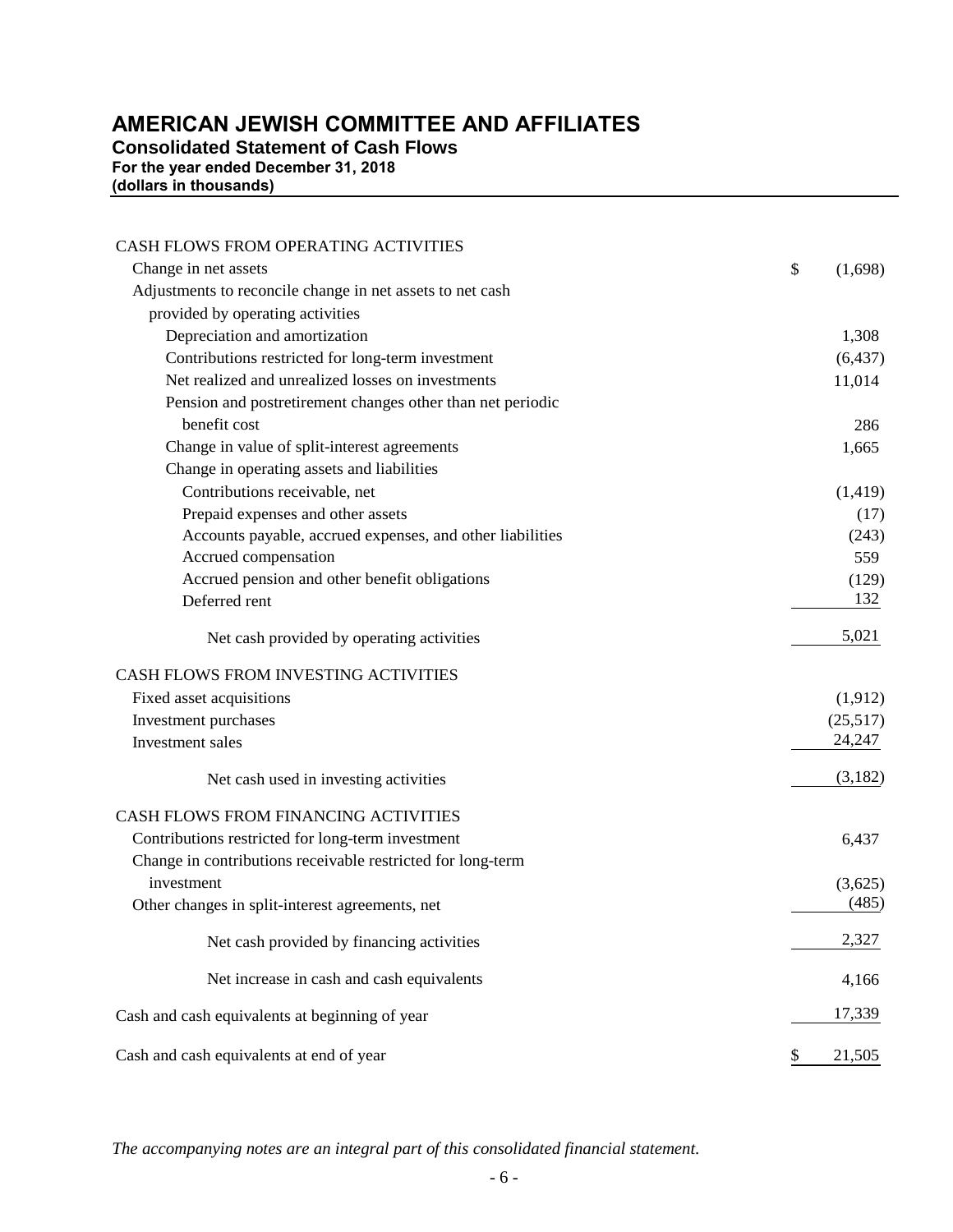# AMERICAN JEWISH COMMITTEE AND AFFILIATES

## Consolidated Statement of Cash Flows

**For the year ended December 31, 2018**
**(dollars in thousands)**

| | |
|---|---|
| CASH FLOWS FROM OPERATING ACTIVITIES | |
| Change in net assets | $ (1,698) |
| Adjustments to reconcile change in net assets to net cash provided by operating activities | |
| Depreciation and amortization | 1,308 |
| Contributions restricted for long-term investment | (6,437) |
| Net realized and unrealized losses on investments | 11,014 |
| Pension and postretirement changes other than net periodic benefit cost | 286 |
| Change in value of split-interest agreements | 1,665 |
| Change in operating assets and liabilities | |
| Contributions receivable, net | (1,419) |
| Prepaid expenses and other assets | (17) |
| Accounts payable, accrued expenses, and other liabilities | (243) |
| Accrued compensation | 559 |
| Accrued pension and other benefit obligations | (129) |
| Deferred rent | 132 |
| Net cash provided by operating activities | 5,021 |
| CASH FLOWS FROM INVESTING ACTIVITIES | |
| Fixed asset acquisitions | (1,912) |
| Investment purchases | (25,517) |
| Investment sales | 24,247 |
| Net cash used in investing activities | (3,182) |
| CASH FLOWS FROM FINANCING ACTIVITIES | |
| Contributions restricted for long-term investment | 6,437 |
| Change in contributions receivable restricted for long-term investment | (3,625) |
| Other changes in split-interest agreements, net | (485) |
| Net cash provided by financing activities | 2,327 |
| Net increase in cash and cash equivalents | 4,166 |
| Cash and cash equivalents at beginning of year | 17,339 |
| Cash and cash equivalents at end of year | $ 21,505 |

*The accompanying notes are an integral part of this consolidated financial statement.*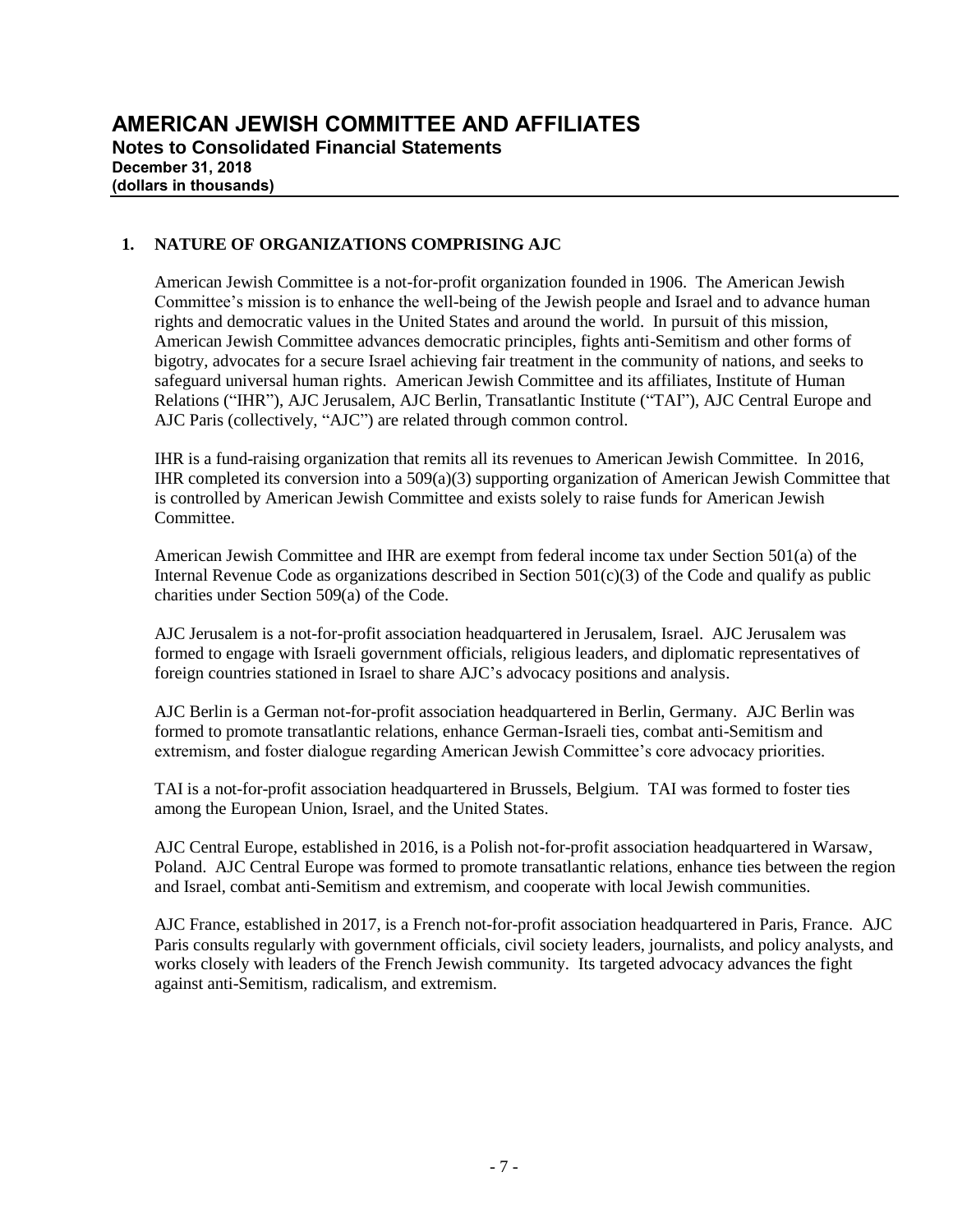## 1. NATURE OF ORGANIZATIONS COMPRISING AJC

American Jewish Committee is a not-for-profit organization founded in 1906. The American Jewish Committee's mission is to enhance the well-being of the Jewish people and Israel and to advance human rights and democratic values in the United States and around the world. In pursuit of this mission, American Jewish Committee advances democratic principles, fights anti-Semitism and other forms of bigotry, advocates for a secure Israel achieving fair treatment in the community of nations, and seeks to safeguard universal human rights. American Jewish Committee and its affiliates, Institute of Human Relations ("IHR"), AJC Jerusalem, AJC Berlin, Transatlantic Institute ("TAI"), AJC Central Europe and AJC Paris (collectively, "AJC") are related through common control.

IHR is a fund-raising organization that remits all its revenues to American Jewish Committee. In 2016, IHR completed its conversion into a 509(a)(3) supporting organization of American Jewish Committee that is controlled by American Jewish Committee and exists solely to raise funds for American Jewish Committee.

American Jewish Committee and IHR are exempt from federal income tax under Section 501(a) of the Internal Revenue Code as organizations described in Section 501(c)(3) of the Code and qualify as public charities under Section 509(a) of the Code.

AJC Jerusalem is a not-for-profit association headquartered in Jerusalem, Israel. AJC Jerusalem was formed to engage with Israeli government officials, religious leaders, and diplomatic representatives of foreign countries stationed in Israel to share AJC's advocacy positions and analysis.

AJC Berlin is a German not-for-profit association headquartered in Berlin, Germany. AJC Berlin was formed to promote transatlantic relations, enhance German-Israeli ties, combat anti-Semitism and extremism, and foster dialogue regarding American Jewish Committee's core advocacy priorities.

TAI is a not-for-profit association headquartered in Brussels, Belgium. TAI was formed to foster ties among the European Union, Israel, and the United States.

AJC Central Europe, established in 2016, is a Polish not-for-profit association headquartered in Warsaw, Poland. AJC Central Europe was formed to promote transatlantic relations, enhance ties between the region and Israel, combat anti-Semitism and extremism, and cooperate with local Jewish communities.

AJC France, established in 2017, is a French not-for-profit association headquartered in Paris, France. AJC Paris consults regularly with government officials, civil society leaders, journalists, and policy analysts, and works closely with leaders of the French Jewish community. Its targeted advocacy advances the fight against anti-Semitism, radicalism, and extremism.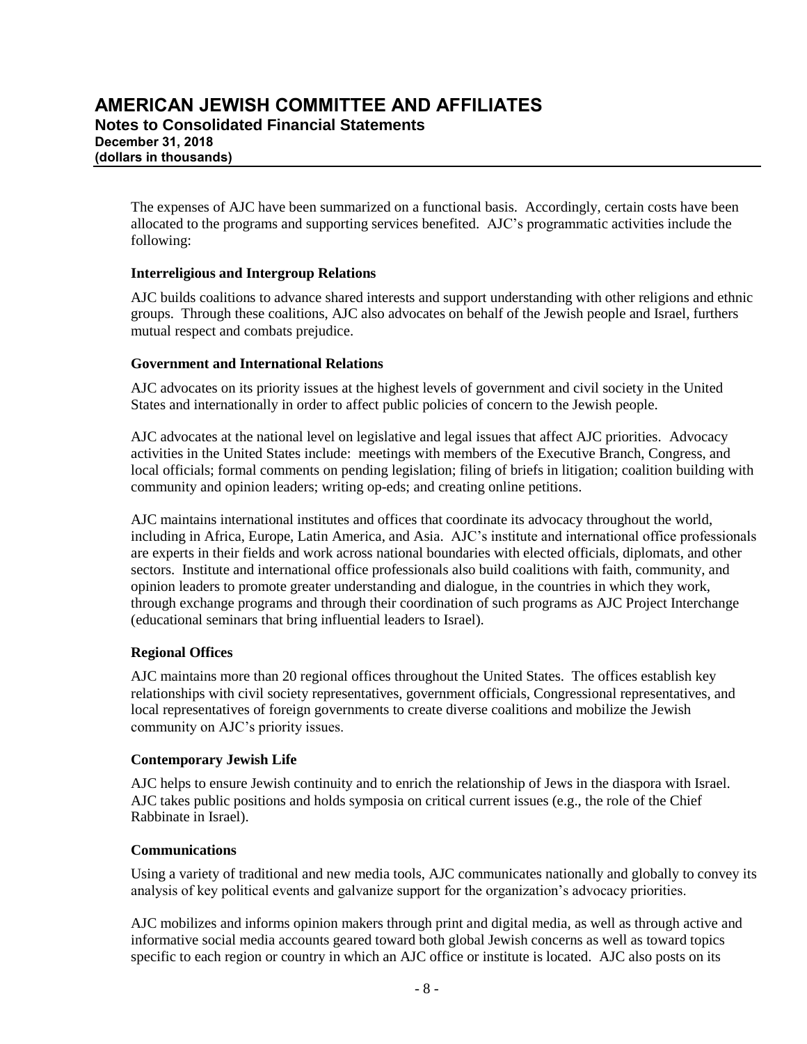The expenses of AJC have been summarized on a functional basis. Accordingly, certain costs have been allocated to the programs and supporting services benefited. AJC's programmatic activities include the following:

**Interreligious and Intergroup Relations**

AJC builds coalitions to advance shared interests and support understanding with other religions and ethnic groups. Through these coalitions, AJC also advocates on behalf of the Jewish people and Israel, furthers mutual respect and combats prejudice.

**Government and International Relations**

AJC advocates on its priority issues at the highest levels of government and civil society in the United States and internationally in order to affect public policies of concern to the Jewish people.

AJC advocates at the national level on legislative and legal issues that affect AJC priorities. Advocacy activities in the United States include: meetings with members of the Executive Branch, Congress, and local officials; formal comments on pending legislation; filing of briefs in litigation; coalition building with community and opinion leaders; writing op-eds; and creating online petitions.

AJC maintains international institutes and offices that coordinate its advocacy throughout the world, including in Africa, Europe, Latin America, and Asia. AJC's institute and international office professionals are experts in their fields and work across national boundaries with elected officials, diplomats, and other sectors. Institute and international office professionals also build coalitions with faith, community, and opinion leaders to promote greater understanding and dialogue, in the countries in which they work, through exchange programs and through their coordination of such programs as AJC Project Interchange (educational seminars that bring influential leaders to Israel).

**Regional Offices**

AJC maintains more than 20 regional offices throughout the United States. The offices establish key relationships with civil society representatives, government officials, Congressional representatives, and local representatives of foreign governments to create diverse coalitions and mobilize the Jewish community on AJC's priority issues.

**Contemporary Jewish Life**

AJC helps to ensure Jewish continuity and to enrich the relationship of Jews in the diaspora with Israel. AJC takes public positions and holds symposia on critical current issues (e.g., the role of the Chief Rabbinate in Israel).

**Communications**

Using a variety of traditional and new media tools, AJC communicates nationally and globally to convey its analysis of key political events and galvanize support for the organization's advocacy priorities.

AJC mobilizes and informs opinion makers through print and digital media, as well as through active and informative social media accounts geared toward both global Jewish concerns as well as toward topics specific to each region or country in which an AJC office or institute is located. AJC also posts on its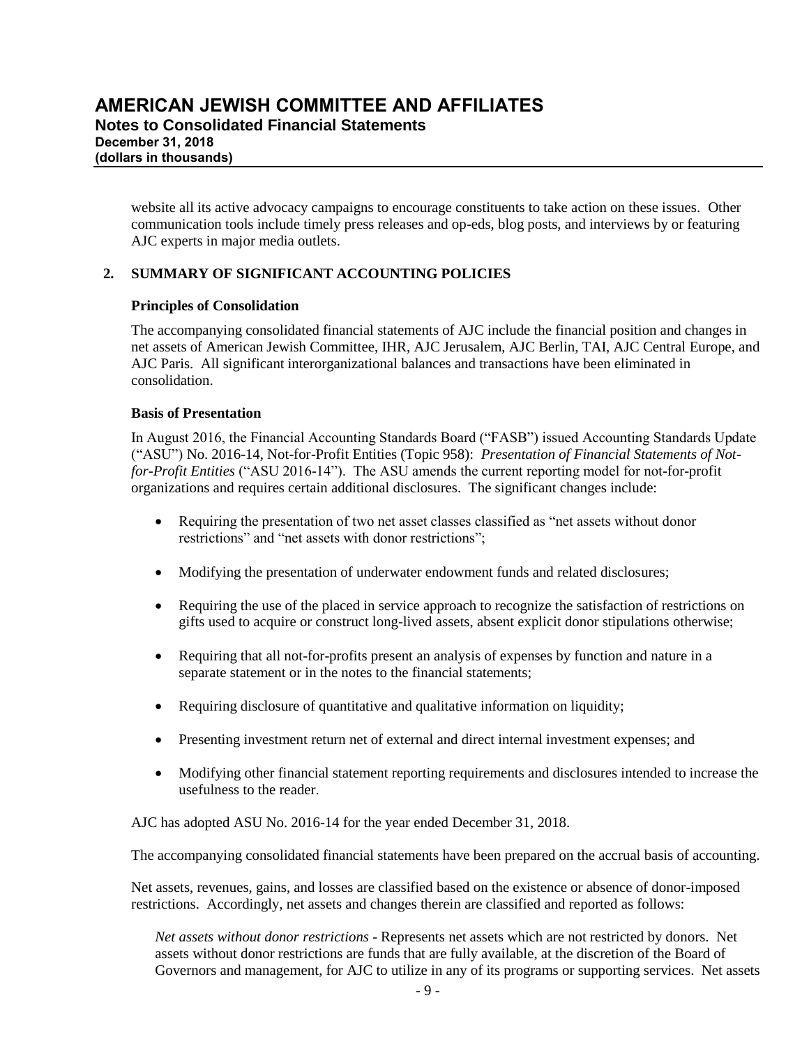website all its active advocacy campaigns to encourage constituents to take action on these issues. Other communication tools include timely press releases and op-eds, blog posts, and interviews by or featuring AJC experts in major media outlets.

## 2. SUMMARY OF SIGNIFICANT ACCOUNTING POLICIES

### Principles of Consolidation

The accompanying consolidated financial statements of AJC include the financial position and changes in net assets of American Jewish Committee, IHR, AJC Jerusalem, AJC Berlin, TAI, AJC Central Europe, and AJC Paris. All significant interorganizational balances and transactions have been eliminated in consolidation.

### Basis of Presentation

In August 2016, the Financial Accounting Standards Board ("FASB") issued Accounting Standards Update ("ASU") No. 2016-14, Not-for-Profit Entities (Topic 958): *Presentation of Financial Statements of Not-for-Profit Entities* ("ASU 2016-14"). The ASU amends the current reporting model for not-for-profit organizations and requires certain additional disclosures. The significant changes include:

- Requiring the presentation of two net asset classes classified as "net assets without donor restrictions" and "net assets with donor restrictions";
- Modifying the presentation of underwater endowment funds and related disclosures;
- Requiring the use of the placed in service approach to recognize the satisfaction of restrictions on gifts used to acquire or construct long-lived assets, absent explicit donor stipulations otherwise;
- Requiring that all not-for-profits present an analysis of expenses by function and nature in a separate statement or in the notes to the financial statements;
- Requiring disclosure of quantitative and qualitative information on liquidity;
- Presenting investment return net of external and direct internal investment expenses; and
- Modifying other financial statement reporting requirements and disclosures intended to increase the usefulness to the reader.

AJC has adopted ASU No. 2016-14 for the year ended December 31, 2018.

The accompanying consolidated financial statements have been prepared on the accrual basis of accounting.

Net assets, revenues, gains, and losses are classified based on the existence or absence of donor-imposed restrictions. Accordingly, net assets and changes therein are classified and reported as follows:

*Net assets without donor restrictions* - Represents net assets which are not restricted by donors. Net assets without donor restrictions are funds that are fully available, at the discretion of the Board of Governors and management, for AJC to utilize in any of its programs or supporting services. Net assets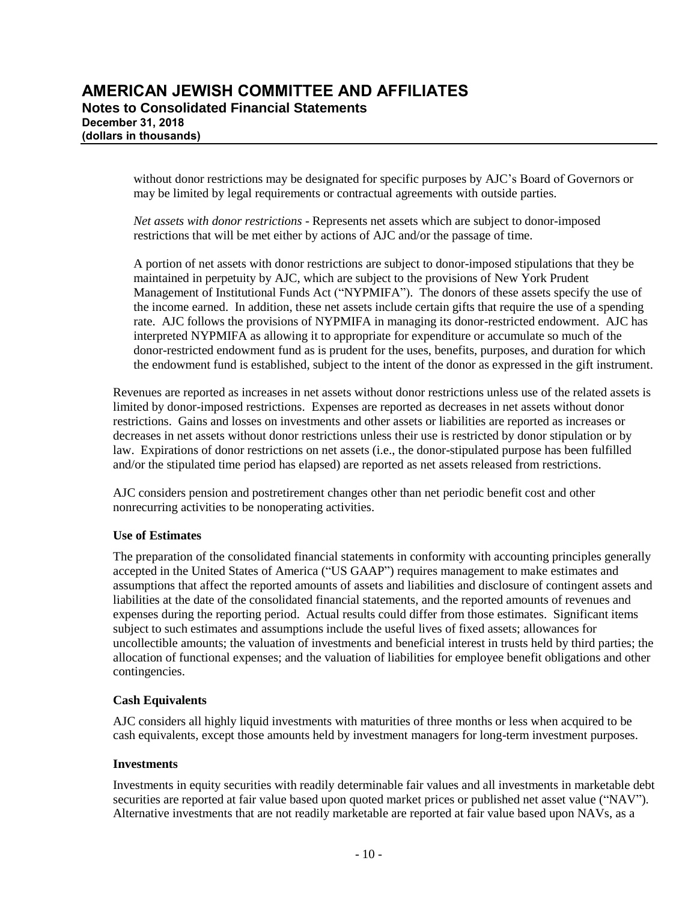without donor restrictions may be designated for specific purposes by AJC's Board of Governors or may be limited by legal requirements or contractual agreements with outside parties.

*Net assets with donor restrictions* - Represents net assets which are subject to donor-imposed restrictions that will be met either by actions of AJC and/or the passage of time.

A portion of net assets with donor restrictions are subject to donor-imposed stipulations that they be maintained in perpetuity by AJC, which are subject to the provisions of New York Prudent Management of Institutional Funds Act ("NYPMIFA"). The donors of these assets specify the use of the income earned. In addition, these net assets include certain gifts that require the use of a spending rate. AJC follows the provisions of NYPMIFA in managing its donor-restricted endowment. AJC has interpreted NYPMIFA as allowing it to appropriate for expenditure or accumulate so much of the donor-restricted endowment fund as is prudent for the uses, benefits, purposes, and duration for which the endowment fund is established, subject to the intent of the donor as expressed in the gift instrument.

Revenues are reported as increases in net assets without donor restrictions unless use of the related assets is limited by donor-imposed restrictions. Expenses are reported as decreases in net assets without donor restrictions. Gains and losses on investments and other assets or liabilities are reported as increases or decreases in net assets without donor restrictions unless their use is restricted by donor stipulation or by law. Expirations of donor restrictions on net assets (i.e., the donor-stipulated purpose has been fulfilled and/or the stipulated time period has elapsed) are reported as net assets released from restrictions.

AJC considers pension and postretirement changes other than net periodic benefit cost and other nonrecurring activities to be nonoperating activities.

### Use of Estimates

The preparation of the consolidated financial statements in conformity with accounting principles generally accepted in the United States of America ("US GAAP") requires management to make estimates and assumptions that affect the reported amounts of assets and liabilities and disclosure of contingent assets and liabilities at the date of the consolidated financial statements, and the reported amounts of revenues and expenses during the reporting period. Actual results could differ from those estimates. Significant items subject to such estimates and assumptions include the useful lives of fixed assets; allowances for uncollectible amounts; the valuation of investments and beneficial interest in trusts held by third parties; the allocation of functional expenses; and the valuation of liabilities for employee benefit obligations and other contingencies.

### Cash Equivalents

AJC considers all highly liquid investments with maturities of three months or less when acquired to be cash equivalents, except those amounts held by investment managers for long-term investment purposes.

### Investments

Investments in equity securities with readily determinable fair values and all investments in marketable debt securities are reported at fair value based upon quoted market prices or published net asset value ("NAV"). Alternative investments that are not readily marketable are reported at fair value based upon NAVs, as a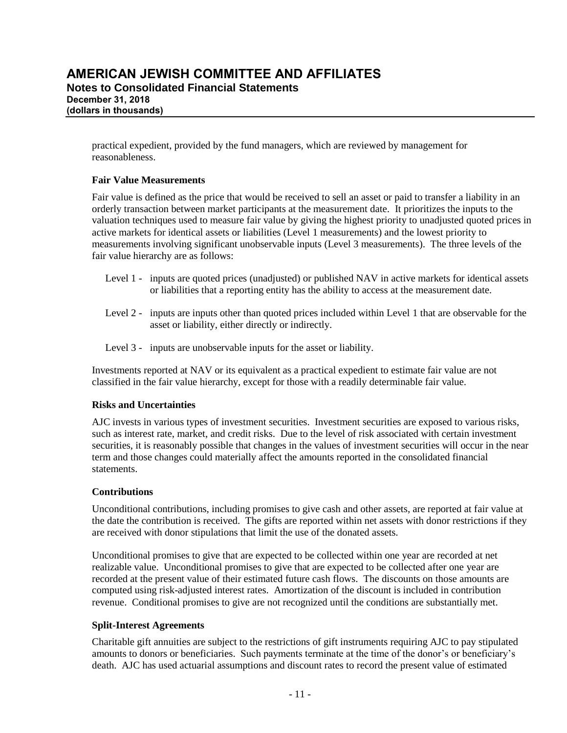practical expedient, provided by the fund managers, which are reviewed by management for reasonableness.

**Fair Value Measurements**

Fair value is defined as the price that would be received to sell an asset or paid to transfer a liability in an orderly transaction between market participants at the measurement date. It prioritizes the inputs to the valuation techniques used to measure fair value by giving the highest priority to unadjusted quoted prices in active markets for identical assets or liabilities (Level 1 measurements) and the lowest priority to measurements involving significant unobservable inputs (Level 3 measurements). The three levels of the fair value hierarchy are as follows:

- Level 1 - inputs are quoted prices (unadjusted) or published NAV in active markets for identical assets or liabilities that a reporting entity has the ability to access at the measurement date.
- Level 2 - inputs are inputs other than quoted prices included within Level 1 that are observable for the asset or liability, either directly or indirectly.
- Level 3 - inputs are unobservable inputs for the asset or liability.

Investments reported at NAV or its equivalent as a practical expedient to estimate fair value are not classified in the fair value hierarchy, except for those with a readily determinable fair value.

**Risks and Uncertainties**

AJC invests in various types of investment securities. Investment securities are exposed to various risks, such as interest rate, market, and credit risks. Due to the level of risk associated with certain investment securities, it is reasonably possible that changes in the values of investment securities will occur in the near term and those changes could materially affect the amounts reported in the consolidated financial statements.

**Contributions**

Unconditional contributions, including promises to give cash and other assets, are reported at fair value at the date the contribution is received. The gifts are reported within net assets with donor restrictions if they are received with donor stipulations that limit the use of the donated assets.

Unconditional promises to give that are expected to be collected within one year are recorded at net realizable value. Unconditional promises to give that are expected to be collected after one year are recorded at the present value of their estimated future cash flows. The discounts on those amounts are computed using risk-adjusted interest rates. Amortization of the discount is included in contribution revenue. Conditional promises to give are not recognized until the conditions are substantially met.

**Split-Interest Agreements**

Charitable gift annuities are subject to the restrictions of gift instruments requiring AJC to pay stipulated amounts to donors or beneficiaries. Such payments terminate at the time of the donor's or beneficiary's death. AJC has used actuarial assumptions and discount rates to record the present value of estimated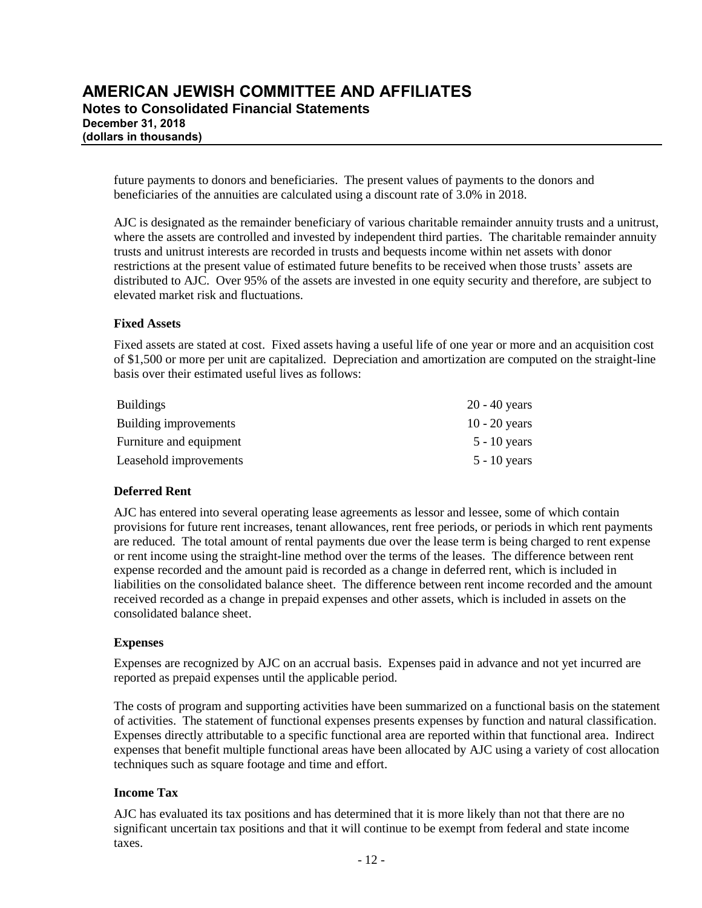future payments to donors and beneficiaries. The present values of payments to the donors and beneficiaries of the annuities are calculated using a discount rate of 3.0% in 2018.

AJC is designated as the remainder beneficiary of various charitable remainder annuity trusts and a unitrust, where the assets are controlled and invested by independent third parties. The charitable remainder annuity trusts and unitrust interests are recorded in trusts and bequests income within net assets with donor restrictions at the present value of estimated future benefits to be received when those trusts' assets are distributed to AJC. Over 95% of the assets are invested in one equity security and therefore, are subject to elevated market risk and fluctuations.

**Fixed Assets**

Fixed assets are stated at cost. Fixed assets having a useful life of one year or more and an acquisition cost of $1,500 or more per unit are capitalized. Depreciation and amortization are computed on the straight-line basis over their estimated useful lives as follows:

| | |
|---|---|
| Buildings | 20 - 40 years |
| Building improvements | 10 - 20 years |
| Furniture and equipment | 5 - 10 years |
| Leasehold improvements | 5 - 10 years |

**Deferred Rent**

AJC has entered into several operating lease agreements as lessor and lessee, some of which contain provisions for future rent increases, tenant allowances, rent free periods, or periods in which rent payments are reduced. The total amount of rental payments due over the lease term is being charged to rent expense or rent income using the straight-line method over the terms of the leases. The difference between rent expense recorded and the amount paid is recorded as a change in deferred rent, which is included in liabilities on the consolidated balance sheet. The difference between rent income recorded and the amount received recorded as a change in prepaid expenses and other assets, which is included in assets on the consolidated balance sheet.

**Expenses**

Expenses are recognized by AJC on an accrual basis. Expenses paid in advance and not yet incurred are reported as prepaid expenses until the applicable period.

The costs of program and supporting activities have been summarized on a functional basis on the statement of activities. The statement of functional expenses presents expenses by function and natural classification. Expenses directly attributable to a specific functional area are reported within that functional area. Indirect expenses that benefit multiple functional areas have been allocated by AJC using a variety of cost allocation techniques such as square footage and time and effort.

**Income Tax**

AJC has evaluated its tax positions and has determined that it is more likely than not that there are no significant uncertain tax positions and that it will continue to be exempt from federal and state income taxes.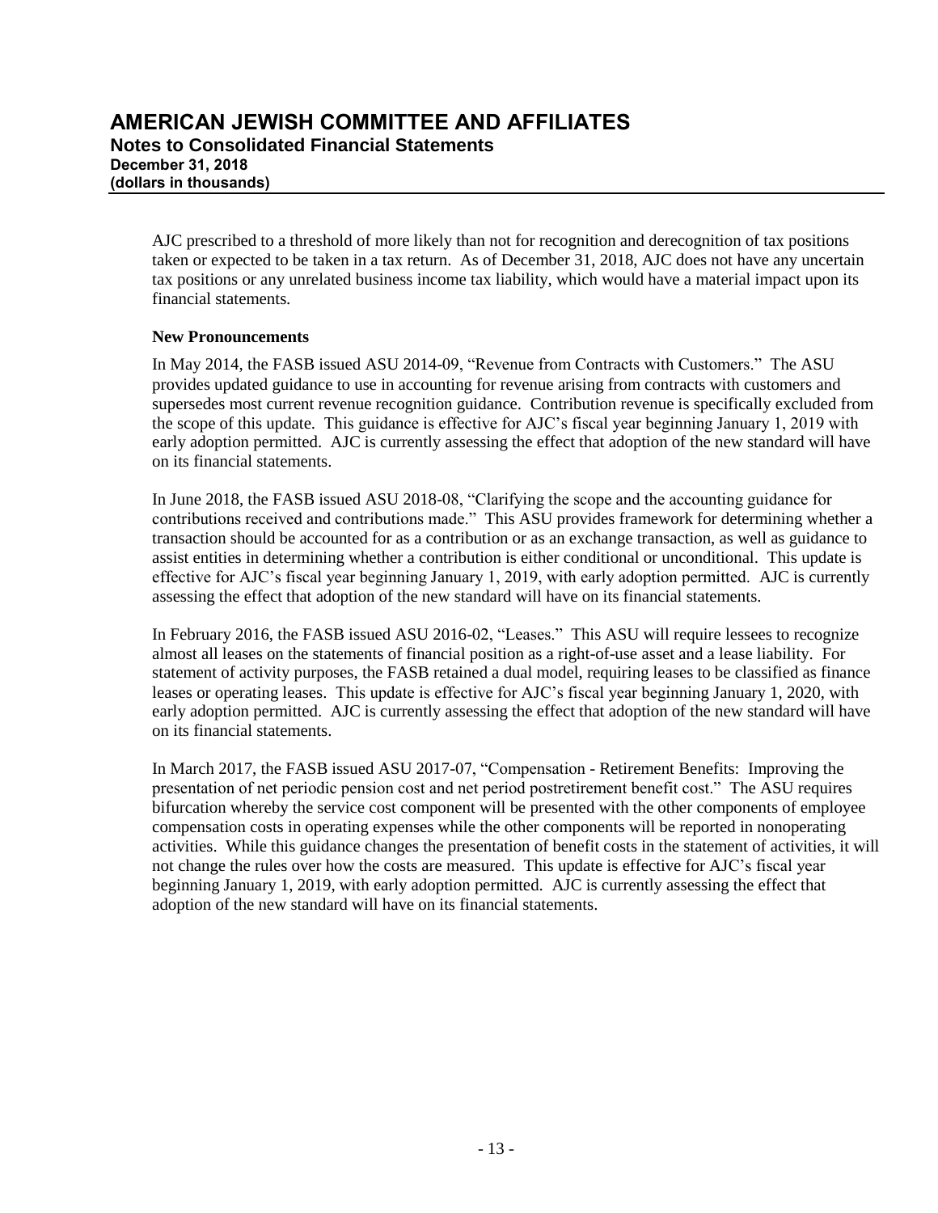AJC prescribed to a threshold of more likely than not for recognition and derecognition of tax positions taken or expected to be taken in a tax return. As of December 31, 2018, AJC does not have any uncertain tax positions or any unrelated business income tax liability, which would have a material impact upon its financial statements.

**New Pronouncements**

In May 2014, the FASB issued ASU 2014-09, "Revenue from Contracts with Customers." The ASU provides updated guidance to use in accounting for revenue arising from contracts with customers and supersedes most current revenue recognition guidance. Contribution revenue is specifically excluded from the scope of this update. This guidance is effective for AJC's fiscal year beginning January 1, 2019 with early adoption permitted. AJC is currently assessing the effect that adoption of the new standard will have on its financial statements.

In June 2018, the FASB issued ASU 2018-08, "Clarifying the scope and the accounting guidance for contributions received and contributions made." This ASU provides framework for determining whether a transaction should be accounted for as a contribution or as an exchange transaction, as well as guidance to assist entities in determining whether a contribution is either conditional or unconditional. This update is effective for AJC's fiscal year beginning January 1, 2019, with early adoption permitted. AJC is currently assessing the effect that adoption of the new standard will have on its financial statements.

In February 2016, the FASB issued ASU 2016-02, "Leases." This ASU will require lessees to recognize almost all leases on the statements of financial position as a right-of-use asset and a lease liability. For statement of activity purposes, the FASB retained a dual model, requiring leases to be classified as finance leases or operating leases. This update is effective for AJC's fiscal year beginning January 1, 2020, with early adoption permitted. AJC is currently assessing the effect that adoption of the new standard will have on its financial statements.

In March 2017, the FASB issued ASU 2017-07, "Compensation - Retirement Benefits: Improving the presentation of net periodic pension cost and net period postretirement benefit cost." The ASU requires bifurcation whereby the service cost component will be presented with the other components of employee compensation costs in operating expenses while the other components will be reported in nonoperating activities. While this guidance changes the presentation of benefit costs in the statement of activities, it will not change the rules over how the costs are measured. This update is effective for AJC's fiscal year beginning January 1, 2019, with early adoption permitted. AJC is currently assessing the effect that adoption of the new standard will have on its financial statements.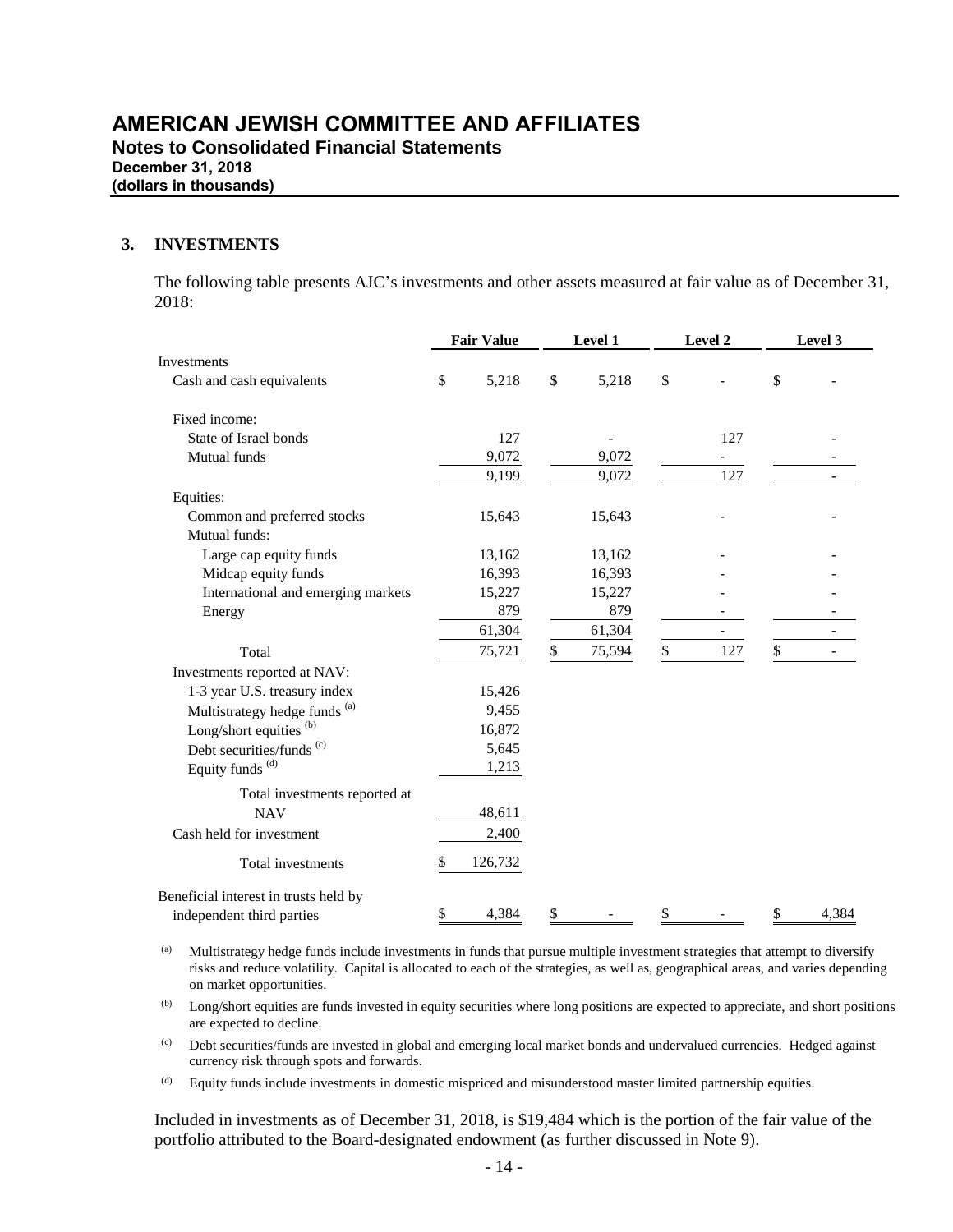# AMERICAN JEWISH COMMITTEE AND AFFILIATES

**Notes to Consolidated Financial Statements**
**December 31, 2018**
**(dollars in thousands)**

## 3. INVESTMENTS

The following table presents AJC's investments and other assets measured at fair value as of December 31, 2018:

| | Fair Value | Level 1 | Level 2 | Level 3 |
|---|---|---|---|---|
| Investments | | | | |
| Cash and cash equivalents | $ 5,218 | $ 5,218 | $ - | $ - |
| Fixed income: | | | | |
| State of Israel bonds | 127 | - | 127 | - |
| Mutual funds | 9,072 | 9,072 | - | - |
| | 9,199 | 9,072 | 127 | - |
| Equities: | | | | |
| Common and preferred stocks | 15,643 | 15,643 | - | - |
| Mutual funds: | | | | |
| Large cap equity funds | 13,162 | 13,162 | - | - |
| Midcap equity funds | 16,393 | 16,393 | - | - |
| International and emerging markets | 15,227 | 15,227 | - | - |
| Energy | 879 | 879 | - | - |
| | 61,304 | 61,304 | - | - |
| Total | 75,721 | $ 75,594 | $ 127 | $ - |
| Investments reported at NAV: | | | | |
| 1-3 year U.S. treasury index | 15,426 | | | |
| Multistrategy hedge funds [(a)] | 9,455 | | | |
| Long/short equities [(b)] | 16,872 | | | |
| Debt securities/funds [(c)] | 5,645 | | | |
| Equity funds [(d)] | 1,213 | | | |
| Total investments reported at NAV | 48,611 | | | |
| Cash held for investment | 2,400 | | | |
| Total investments | $ 126,732 | | | |
| Beneficial interest in trusts held by independent third parties | $ 4,384 | $ - | $ - | $ 4,384 |

(a) Multistrategy hedge funds include investments in funds that pursue multiple investment strategies that attempt to diversify risks and reduce volatility. Capital is allocated to each of the strategies, as well as, geographical areas, and varies depending on market opportunities.

(b) Long/short equities are funds invested in equity securities where long positions are expected to appreciate, and short positions are expected to decline.

(c) Debt securities/funds are invested in global and emerging local market bonds and undervalued currencies. Hedged against currency risk through spots and forwards.

(d) Equity funds include investments in domestic mispriced and misunderstood master limited partnership equities.

Included in investments as of December 31, 2018, is $19,484 which is the portion of the fair value of the portfolio attributed to the Board-designated endowment (as further discussed in Note 9).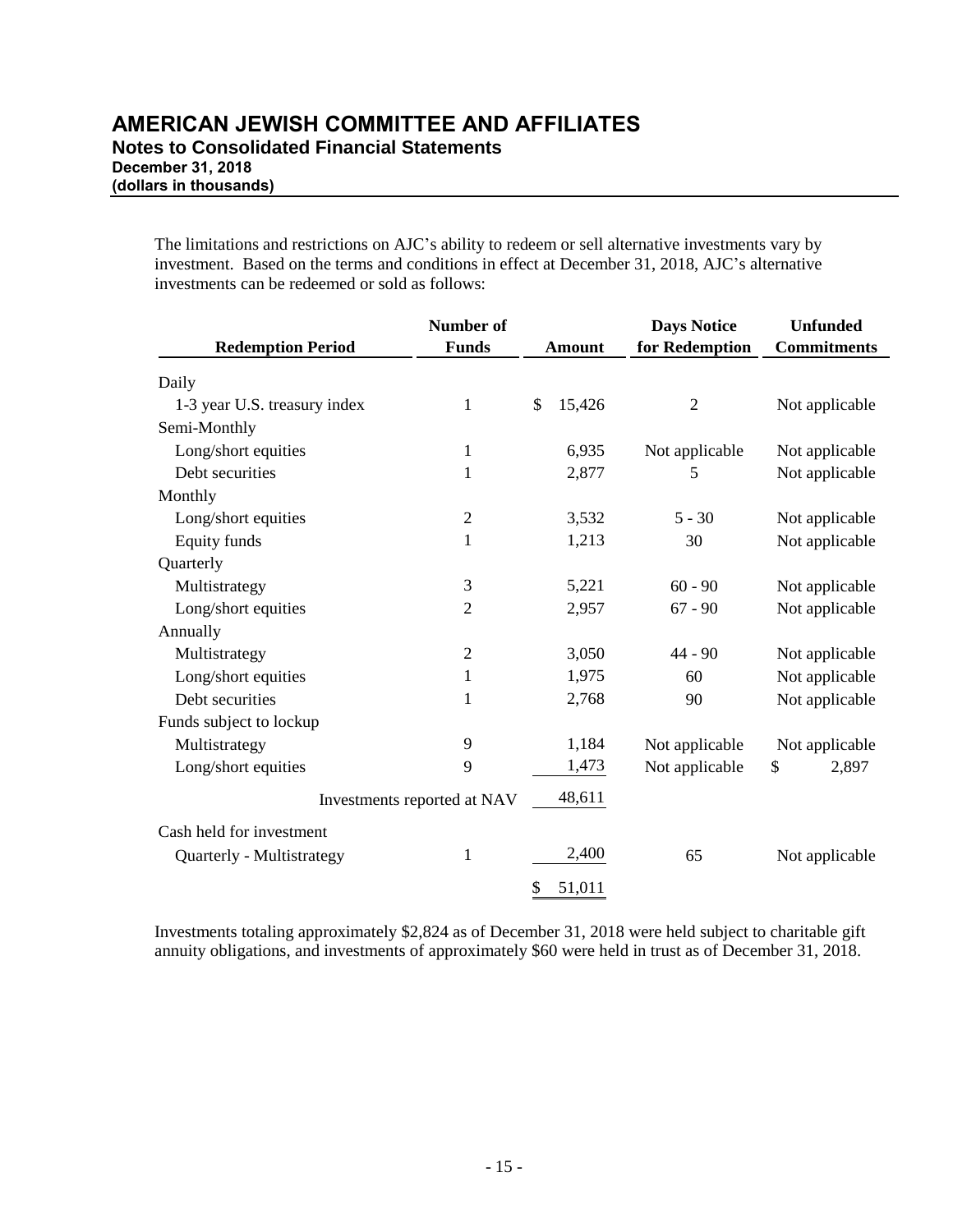The limitations and restrictions on AJC's ability to redeem or sell alternative investments vary by investment. Based on the terms and conditions in effect at December 31, 2018, AJC's alternative investments can be redeemed or sold as follows:

| Redemption Period | Number of Funds | Amount | Days Notice for Redemption | Unfunded Commitments |
|---|---|---|---|---|
| Daily | | | | |
| 1-3 year U.S. treasury index | 1 | $ 15,426 | 2 | Not applicable |
| Semi-Monthly | | | | |
| Long/short equities | 1 | 6,935 | Not applicable | Not applicable |
| Debt securities | 1 | 2,877 | 5 | Not applicable |
| Monthly | | | | |
| Long/short equities | 2 | 3,532 | 5 - 30 | Not applicable |
| Equity funds | 1 | 1,213 | 30 | Not applicable |
| Quarterly | | | | |
| Multistrategy | 3 | 5,221 | 60 - 90 | Not applicable |
| Long/short equities | 2 | 2,957 | 67 - 90 | Not applicable |
| Annually | | | | |
| Multistrategy | 2 | 3,050 | 44 - 90 | Not applicable |
| Long/short equities | 1 | 1,975 | 60 | Not applicable |
| Debt securities | 1 | 2,768 | 90 | Not applicable |
| Funds subject to lockup | | | | |
| Multistrategy | 9 | 1,184 | Not applicable | Not applicable |
| Long/short equities | 9 | 1,473 | Not applicable | $ 2,897 |
| Investments reported at NAV | | 48,611 | | |
| Cash held for investment | | | | |
| Quarterly - Multistrategy | 1 | 2,400 | 65 | Not applicable |
| | | $ 51,011 | | |

Investments totaling approximately $2,824 as of December 31, 2018 were held subject to charitable gift annuity obligations, and investments of approximately $60 were held in trust as of December 31, 2018.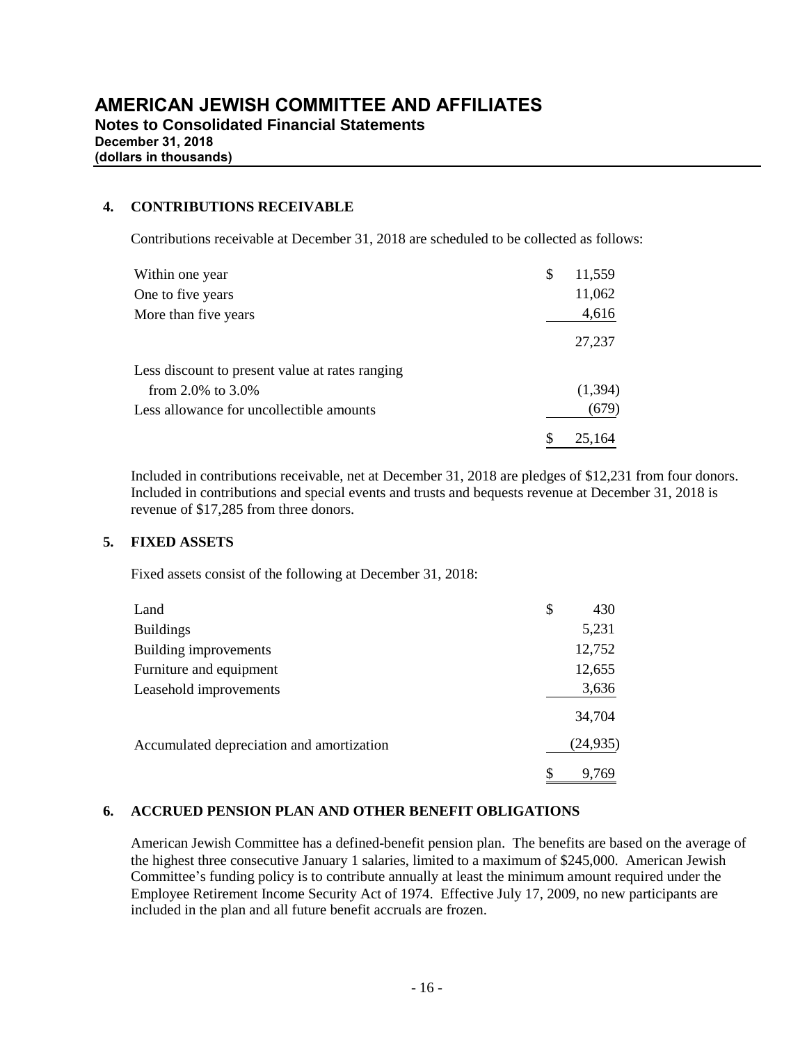# AMERICAN JEWISH COMMITTEE AND AFFILIATES

**Notes to Consolidated Financial Statements**
**December 31, 2018**
**(dollars in thousands)**

## 4. CONTRIBUTIONS RECEIVABLE

Contributions receivable at December 31, 2018 are scheduled to be collected as follows:

| | |
|---|---|
| Within one year | $ 11,559 |
| One to five years | 11,062 |
| More than five years | 4,616 |
| | 27,237 |
| Less discount to present value at rates ranging from 2.0% to 3.0% | (1,394) |
| Less allowance for uncollectible amounts | (679) |
| | $ 25,164 |

Included in contributions receivable, net at December 31, 2018 are pledges of $12,231 from four donors. Included in contributions and special events and trusts and bequests revenue at December 31, 2018 is revenue of $17,285 from three donors.

## 5. FIXED ASSETS

Fixed assets consist of the following at December 31, 2018:

| | |
|---|---|
| Land | $ 430 |
| Buildings | 5,231 |
| Building improvements | 12,752 |
| Furniture and equipment | 12,655 |
| Leasehold improvements | 3,636 |
| | 34,704 |
| Accumulated depreciation and amortization | (24,935) |
| | $ 9,769 |

## 6. ACCRUED PENSION PLAN AND OTHER BENEFIT OBLIGATIONS

American Jewish Committee has a defined-benefit pension plan. The benefits are based on the average of the highest three consecutive January 1 salaries, limited to a maximum of $245,000. American Jewish Committee's funding policy is to contribute annually at least the minimum amount required under the Employee Retirement Income Security Act of 1974. Effective July 17, 2009, no new participants are included in the plan and all future benefit accruals are frozen.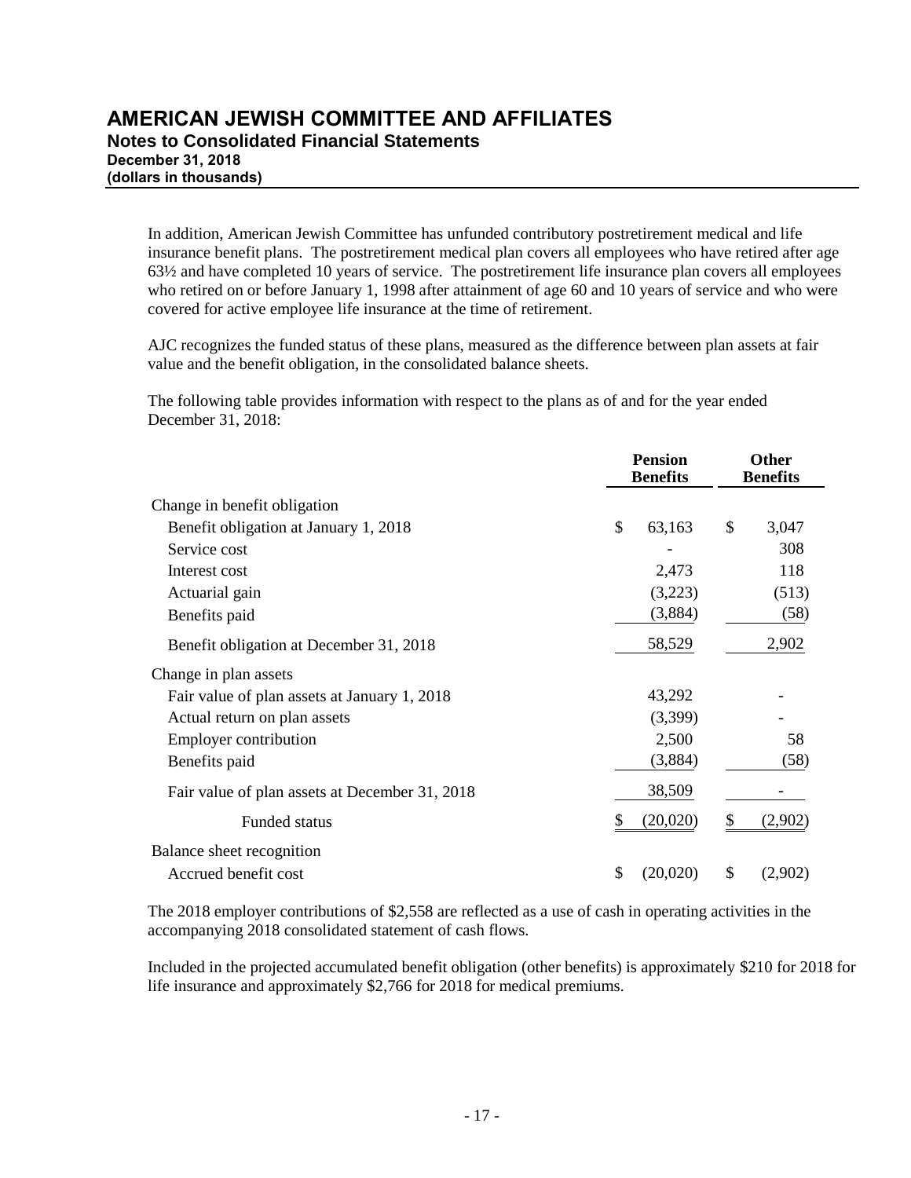In addition, American Jewish Committee has unfunded contributory postretirement medical and life insurance benefit plans. The postretirement medical plan covers all employees who have retired after age 63½ and have completed 10 years of service. The postretirement life insurance plan covers all employees who retired on or before January 1, 1998 after attainment of age 60 and 10 years of service and who were covered for active employee life insurance at the time of retirement.

AJC recognizes the funded status of these plans, measured as the difference between plan assets at fair value and the benefit obligation, in the consolidated balance sheets.

The following table provides information with respect to the plans as of and for the year ended December 31, 2018:

| | Pension Benefits | Other Benefits |
|---|---|---|
| Change in benefit obligation | | |
| Benefit obligation at January 1, 2018 | $ 63,163 | $ 3,047 |
| Service cost | - | 308 |
| Interest cost | 2,473 | 118 |
| Actuarial gain | (3,223) | (513) |
| Benefits paid | (3,884) | (58) |
| Benefit obligation at December 31, 2018 | 58,529 | 2,902 |
| Change in plan assets | | |
| Fair value of plan assets at January 1, 2018 | 43,292 | - |
| Actual return on plan assets | (3,399) | - |
| Employer contribution | 2,500 | 58 |
| Benefits paid | (3,884) | (58) |
| Fair value of plan assets at December 31, 2018 | 38,509 | - |
| Funded status | $ (20,020) | $ (2,902) |
| Balance sheet recognition | | |
| Accrued benefit cost | $ (20,020) | $ (2,902) |

The 2018 employer contributions of $2,558 are reflected as a use of cash in operating activities in the accompanying 2018 consolidated statement of cash flows.

Included in the projected accumulated benefit obligation (other benefits) is approximately $210 for 2018 for life insurance and approximately $2,766 for 2018 for medical premiums.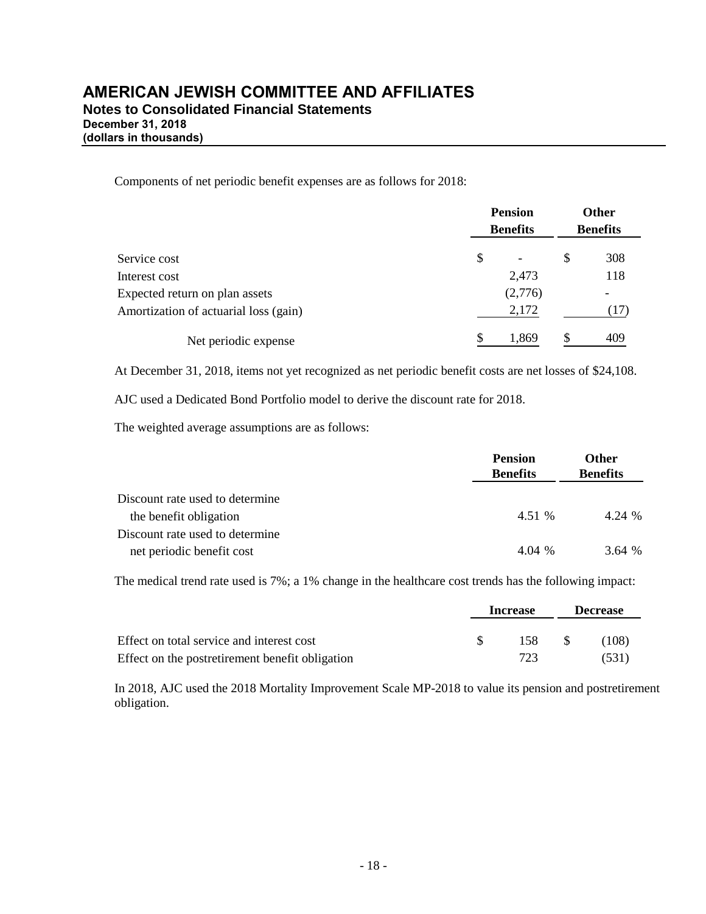# AMERICAN JEWISH COMMITTEE AND AFFILIATES

**Notes to Consolidated Financial Statements**
**December 31, 2018**
**(dollars in thousands)**

Components of net periodic benefit expenses are as follows for 2018:

| | Pension Benefits | Other Benefits |
|---|---|---|
| Service cost | $ - | $ 308 |
| Interest cost | 2,473 | 118 |
| Expected return on plan assets | (2,776) | - |
| Amortization of actuarial loss (gain) | 2,172 | (17) |
| Net periodic expense | $ 1,869 | $ 409 |

At December 31, 2018, items not yet recognized as net periodic benefit costs are net losses of $24,108.

AJC used a Dedicated Bond Portfolio model to derive the discount rate for 2018.

The weighted average assumptions are as follows:

| | Pension Benefits | Other Benefits |
|---|---|---|
| Discount rate used to determine the benefit obligation | 4.51 % | 4.24 % |
| Discount rate used to determine net periodic benefit cost | 4.04 % | 3.64 % |

The medical trend rate used is 7%; a 1% change in the healthcare cost trends has the following impact:

| | Increase | Decrease |
|---|---|---|
| Effect on total service and interest cost | $ 158 | $ (108) |
| Effect on the postretirement benefit obligation | 723 | (531) |

In 2018, AJC used the 2018 Mortality Improvement Scale MP-2018 to value its pension and postretirement obligation.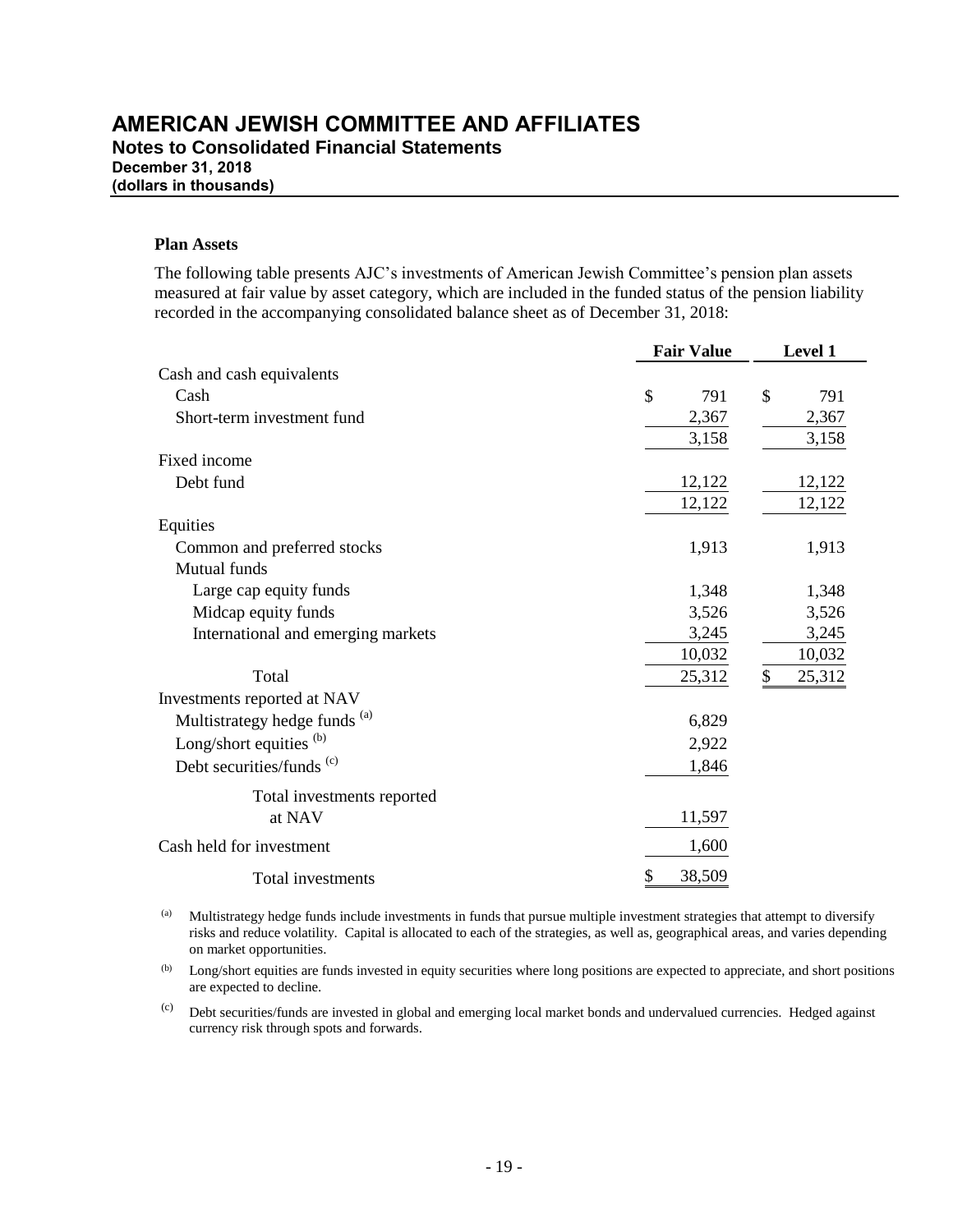# AMERICAN JEWISH COMMITTEE AND AFFILIATES

**Notes to Consolidated Financial Statements**
**December 31, 2018**
**(dollars in thousands)**

**Plan Assets**

The following table presents AJC's investments of American Jewish Committee's pension plan assets measured at fair value by asset category, which are included in the funded status of the pension liability recorded in the accompanying consolidated balance sheet as of December 31, 2018:

| | Fair Value | Level 1 |
|---|---|---|
| Cash and cash equivalents | | |
| Cash | $ 791 | $ 791 |
| Short-term investment fund | 2,367 | 2,367 |
| | 3,158 | 3,158 |
| Fixed income | | |
| Debt fund | 12,122 | 12,122 |
| | 12,122 | 12,122 |
| Equities | | |
| Common and preferred stocks | 1,913 | 1,913 |
| Mutual funds | | |
| Large cap equity funds | 1,348 | 1,348 |
| Midcap equity funds | 3,526 | 3,526 |
| International and emerging markets | 3,245 | 3,245 |
| | 10,032 | 10,032 |
| Total | 25,312 | $ 25,312 |
| Investments reported at NAV | | |
| Multistrategy hedge funds [(a)] | 6,829 | |
| Long/short equities [(b)] | 2,922 | |
| Debt securities/funds [(c)] | 1,846 | |
| Total investments reported at NAV | 11,597 | |
| Cash held for investment | 1,600 | |
| Total investments | $ 38,509 | |

[(a)] Multistrategy hedge funds include investments in funds that pursue multiple investment strategies that attempt to diversify risks and reduce volatility. Capital is allocated to each of the strategies, as well as, geographical areas, and varies depending on market opportunities.

[(b)] Long/short equities are funds invested in equity securities where long positions are expected to appreciate, and short positions are expected to decline.

[(c)] Debt securities/funds are invested in global and emerging local market bonds and undervalued currencies. Hedged against currency risk through spots and forwards.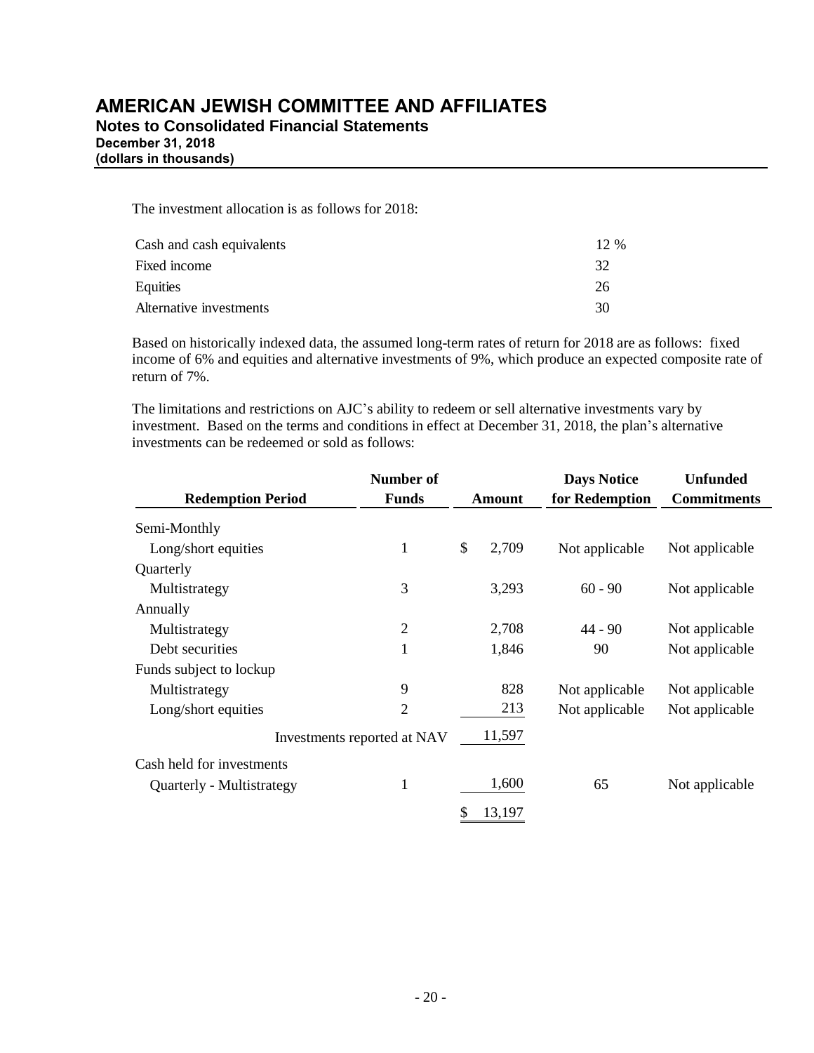The investment allocation is as follows for 2018:

| | |
|---|---|
| Cash and cash equivalents | 12 % |
| Fixed income | 32 |
| Equities | 26 |
| Alternative investments | 30 |

Based on historically indexed data, the assumed long-term rates of return for 2018 are as follows: fixed income of 6% and equities and alternative investments of 9%, which produce an expected composite rate of return of 7%.

The limitations and restrictions on AJC's ability to redeem or sell alternative investments vary by investment. Based on the terms and conditions in effect at December 31, 2018, the plan's alternative investments can be redeemed or sold as follows:

| Redemption Period | Number of Funds | Amount | Days Notice for Redemption | Unfunded Commitments |
|---|---|---|---|---|
| Semi-Monthly | | | | |
| Long/short equities | 1 | $ 2,709 | Not applicable | Not applicable |
| Quarterly | | | | |
| Multistrategy | 3 | 3,293 | 60 - 90 | Not applicable |
| Annually | | | | |
| Multistrategy | 2 | 2,708 | 44 - 90 | Not applicable |
| Debt securities | 1 | 1,846 | 90 | Not applicable |
| Funds subject to lockup | | | | |
| Multistrategy | 9 | 828 | Not applicable | Not applicable |
| Long/short equities | 2 | 213 | Not applicable | Not applicable |
| Investments reported at NAV | | 11,597 | | |
| Cash held for investments | | | | |
| Quarterly - Multistrategy | 1 | 1,600 | 65 | Not applicable |
| | | $ 13,197 | | |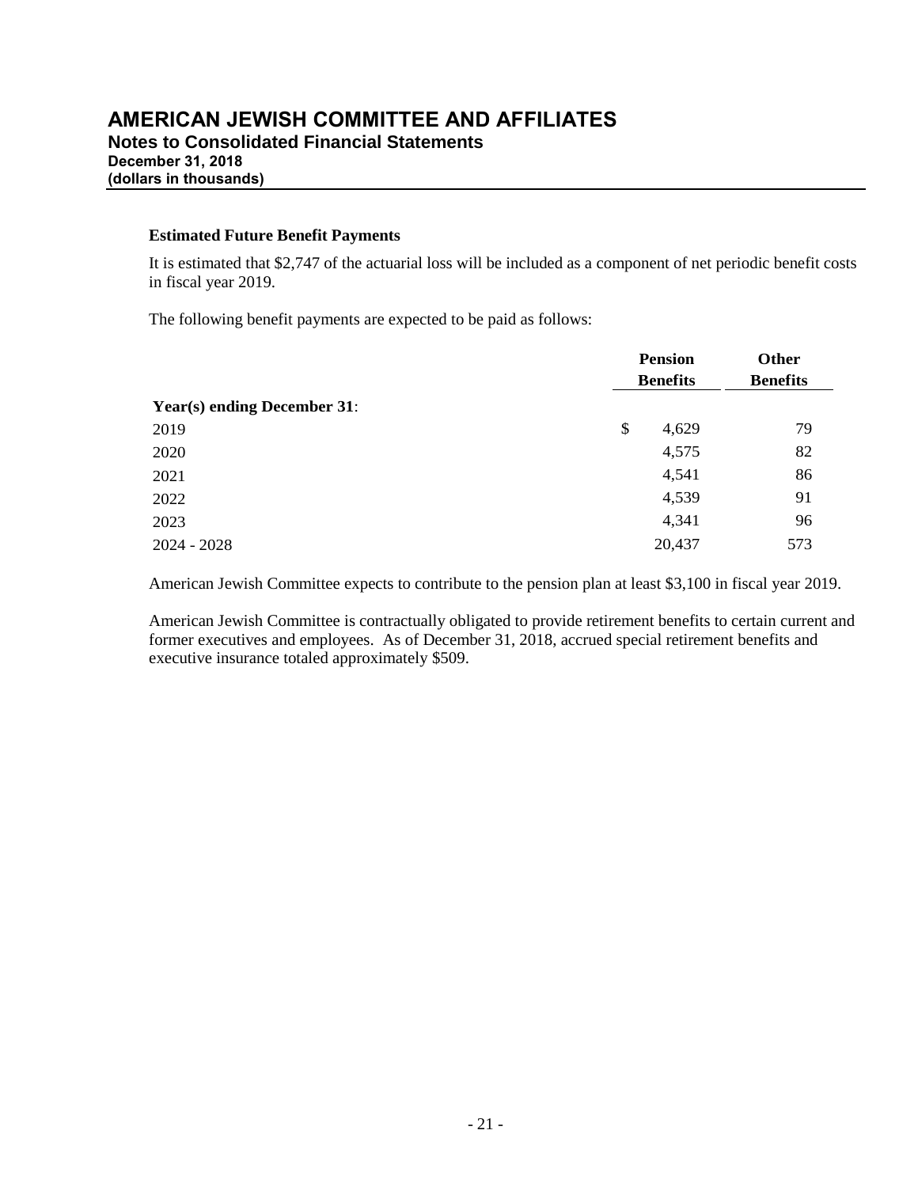**Estimated Future Benefit Payments**

It is estimated that $2,747 of the actuarial loss will be included as a component of net periodic benefit costs in fiscal year 2019.

The following benefit payments are expected to be paid as follows:

| | Pension Benefits | Other Benefits |
|---|---|---|
| **Year(s) ending December 31**: | | |
| 2019 | $ 4,629 | 79 |
| 2020 | 4,575 | 82 |
| 2021 | 4,541 | 86 |
| 2022 | 4,539 | 91 |
| 2023 | 4,341 | 96 |
| 2024 - 2028 | 20,437 | 573 |

American Jewish Committee expects to contribute to the pension plan at least $3,100 in fiscal year 2019.

American Jewish Committee is contractually obligated to provide retirement benefits to certain current and former executives and employees. As of December 31, 2018, accrued special retirement benefits and executive insurance totaled approximately $509.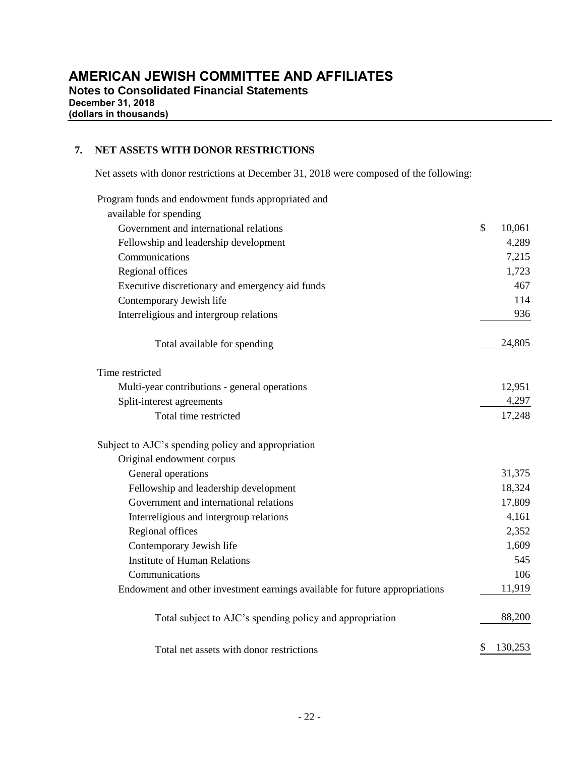# AMERICAN JEWISH COMMITTEE AND AFFILIATES

**Notes to Consolidated Financial Statements**
**December 31, 2018**
**(dollars in thousands)**

## 7. NET ASSETS WITH DONOR RESTRICTIONS

Net assets with donor restrictions at December 31, 2018 were composed of the following:

| | |
|---|---|
| Program funds and endowment funds appropriated and available for spending | |
| Government and international relations | $ 10,061 |
| Fellowship and leadership development | 4,289 |
| Communications | 7,215 |
| Regional offices | 1,723 |
| Executive discretionary and emergency aid funds | 467 |
| Contemporary Jewish life | 114 |
| Interreligious and intergroup relations | 936 |
| Total available for spending | 24,805 |
| Time restricted | |
| Multi-year contributions - general operations | 12,951 |
| Split-interest agreements | 4,297 |
| Total time restricted | 17,248 |
| Subject to AJC's spending policy and appropriation | |
| Original endowment corpus | |
| General operations | 31,375 |
| Fellowship and leadership development | 18,324 |
| Government and international relations | 17,809 |
| Interreligious and intergroup relations | 4,161 |
| Regional offices | 2,352 |
| Contemporary Jewish life | 1,609 |
| Institute of Human Relations | 545 |
| Communications | 106 |
| Endowment and other investment earnings available for future appropriations | 11,919 |
| Total subject to AJC's spending policy and appropriation | 88,200 |
| Total net assets with donor restrictions | $ 130,253 |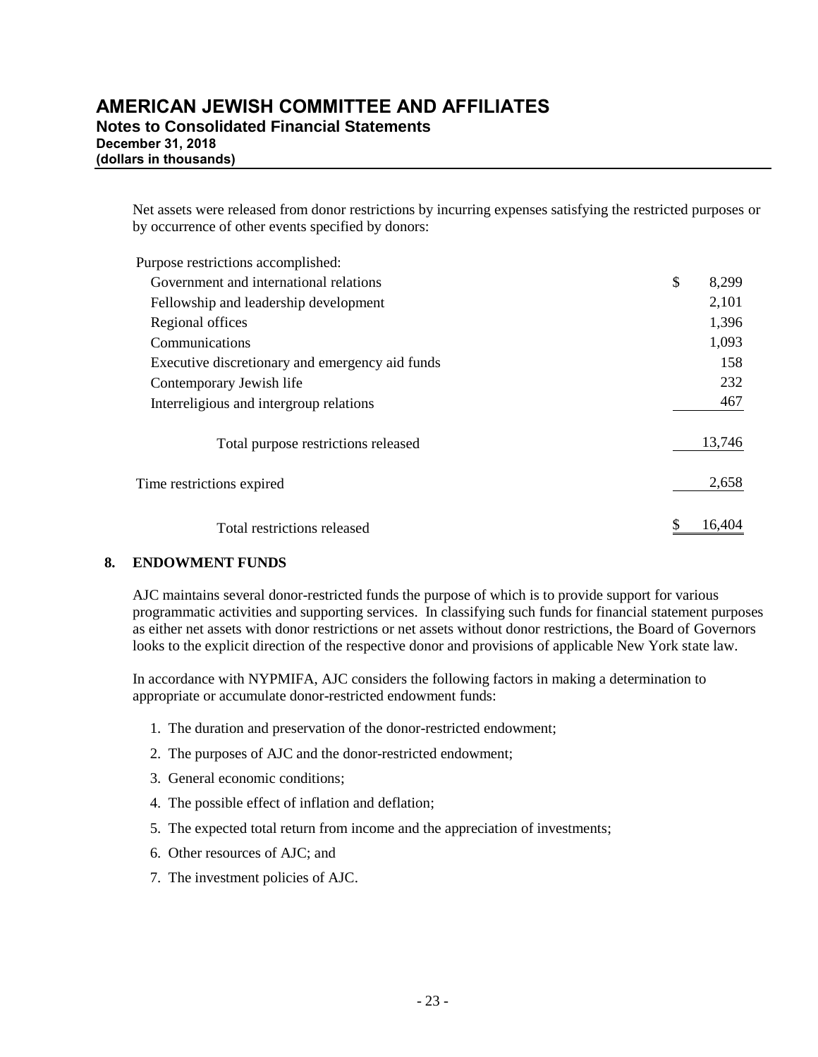Net assets were released from donor restrictions by incurring expenses satisfying the restricted purposes or by occurrence of other events specified by donors:

| | |
|---|---|
| Purpose restrictions accomplished: | |
| Government and international relations | $ 8,299 |
| Fellowship and leadership development | 2,101 |
| Regional offices | 1,396 |
| Communications | 1,093 |
| Executive discretionary and emergency aid funds | 158 |
| Contemporary Jewish life | 232 |
| Interreligious and intergroup relations | 467 |
| Total purpose restrictions released | 13,746 |
| Time restrictions expired | 2,658 |
| Total restrictions released | $ 16,404 |

## 8. ENDOWMENT FUNDS

AJC maintains several donor-restricted funds the purpose of which is to provide support for various programmatic activities and supporting services. In classifying such funds for financial statement purposes as either net assets with donor restrictions or net assets without donor restrictions, the Board of Governors looks to the explicit direction of the respective donor and provisions of applicable New York state law.

In accordance with NYPMIFA, AJC considers the following factors in making a determination to appropriate or accumulate donor-restricted endowment funds:

1. The duration and preservation of the donor-restricted endowment;
2. The purposes of AJC and the donor-restricted endowment;
3. General economic conditions;
4. The possible effect of inflation and deflation;
5. The expected total return from income and the appreciation of investments;
6. Other resources of AJC; and
7. The investment policies of AJC.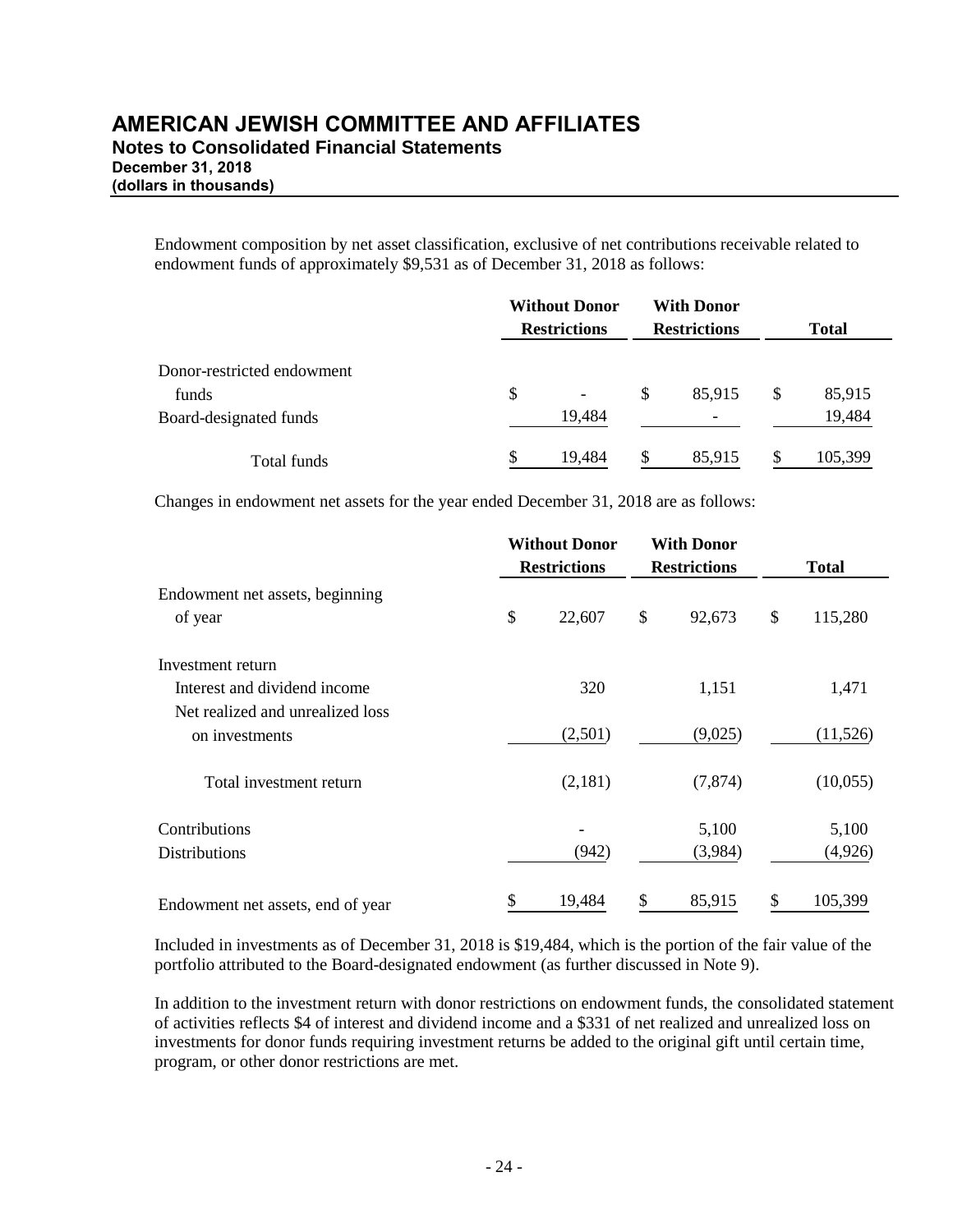Endowment composition by net asset classification, exclusive of net contributions receivable related to endowment funds of approximately $9,531 as of December 31, 2018 as follows:

| | Without Donor Restrictions | With Donor Restrictions | Total |
|---|---|---|---|
| Donor-restricted endowment funds | $ - | $ 85,915 | $ 85,915 |
| Board-designated funds | 19,484 | - | 19,484 |
| Total funds | $ 19,484 | $ 85,915 | $ 105,399 |

Changes in endowment net assets for the year ended December 31, 2018 are as follows:

| | Without Donor Restrictions | With Donor Restrictions | Total |
|---|---|---|---|
| Endowment net assets, beginning of year | $ 22,607 | $ 92,673 | $ 115,280 |
| Investment return | | | |
| Interest and dividend income | 320 | 1,151 | 1,471 |
| Net realized and unrealized loss on investments | (2,501) | (9,025) | (11,526) |
| Total investment return | (2,181) | (7,874) | (10,055) |
| Contributions | - | 5,100 | 5,100 |
| Distributions | (942) | (3,984) | (4,926) |
| Endowment net assets, end of year | $ 19,484 | $ 85,915 | $ 105,399 |

Included in investments as of December 31, 2018 is $19,484, which is the portion of the fair value of the portfolio attributed to the Board-designated endowment (as further discussed in Note 9).

In addition to the investment return with donor restrictions on endowment funds, the consolidated statement of activities reflects $4 of interest and dividend income and a $331 of net realized and unrealized loss on investments for donor funds requiring investment returns be added to the original gift until certain time, program, or other donor restrictions are met.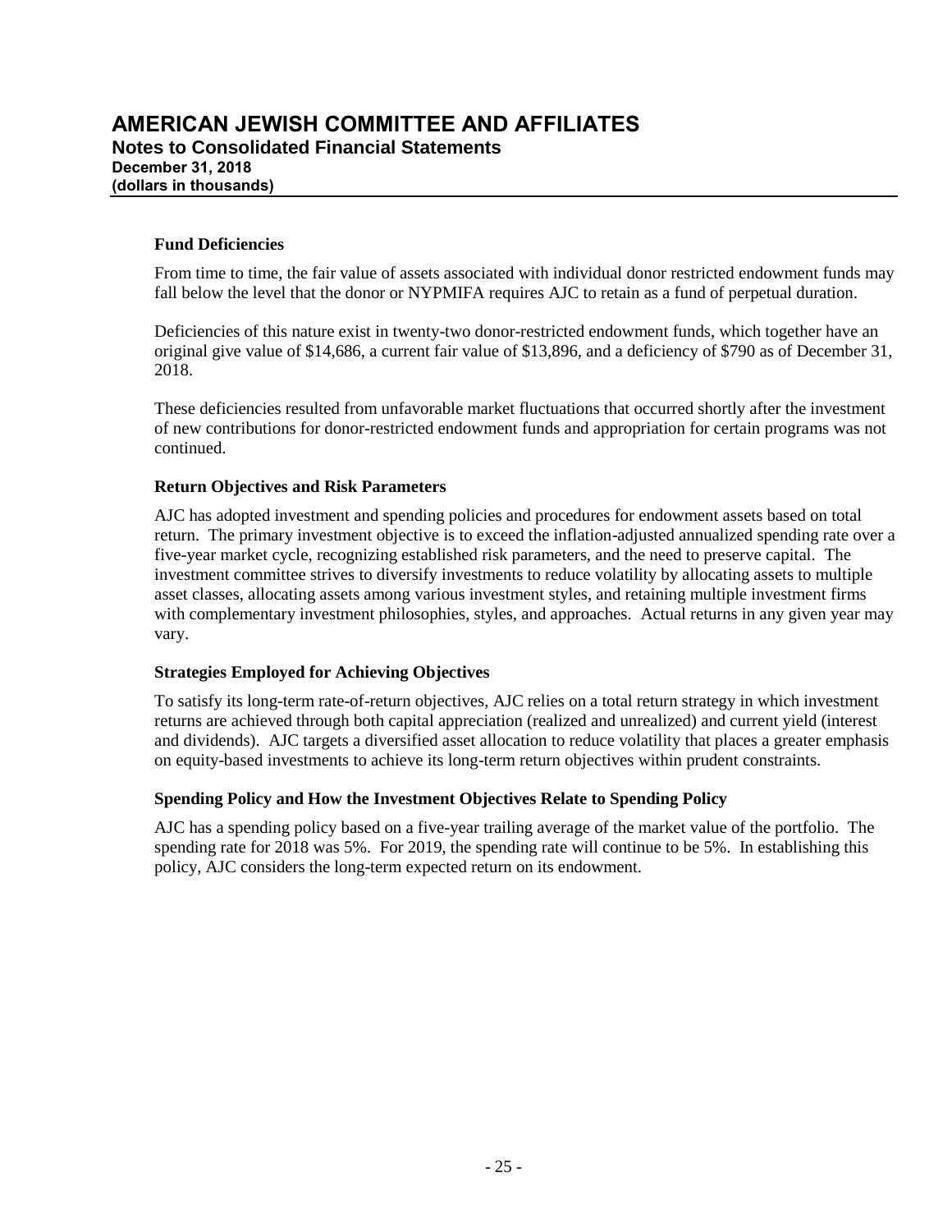### Fund Deficiencies

From time to time, the fair value of assets associated with individual donor restricted endowment funds may fall below the level that the donor or NYPMIFA requires AJC to retain as a fund of perpetual duration.

Deficiencies of this nature exist in twenty-two donor-restricted endowment funds, which together have an original give value of $14,686, a current fair value of $13,896, and a deficiency of $790 as of December 31, 2018.

These deficiencies resulted from unfavorable market fluctuations that occurred shortly after the investment of new contributions for donor-restricted endowment funds and appropriation for certain programs was not continued.

### Return Objectives and Risk Parameters

AJC has adopted investment and spending policies and procedures for endowment assets based on total return. The primary investment objective is to exceed the inflation-adjusted annualized spending rate over a five-year market cycle, recognizing established risk parameters, and the need to preserve capital. The investment committee strives to diversify investments to reduce volatility by allocating assets to multiple asset classes, allocating assets among various investment styles, and retaining multiple investment firms with complementary investment philosophies, styles, and approaches. Actual returns in any given year may vary.

### Strategies Employed for Achieving Objectives

To satisfy its long-term rate-of-return objectives, AJC relies on a total return strategy in which investment returns are achieved through both capital appreciation (realized and unrealized) and current yield (interest and dividends). AJC targets a diversified asset allocation to reduce volatility that places a greater emphasis on equity-based investments to achieve its long-term return objectives within prudent constraints.

### Spending Policy and How the Investment Objectives Relate to Spending Policy

AJC has a spending policy based on a five-year trailing average of the market value of the portfolio. The spending rate for 2018 was 5%. For 2019, the spending rate will continue to be 5%. In establishing this policy, AJC considers the long-term expected return on its endowment.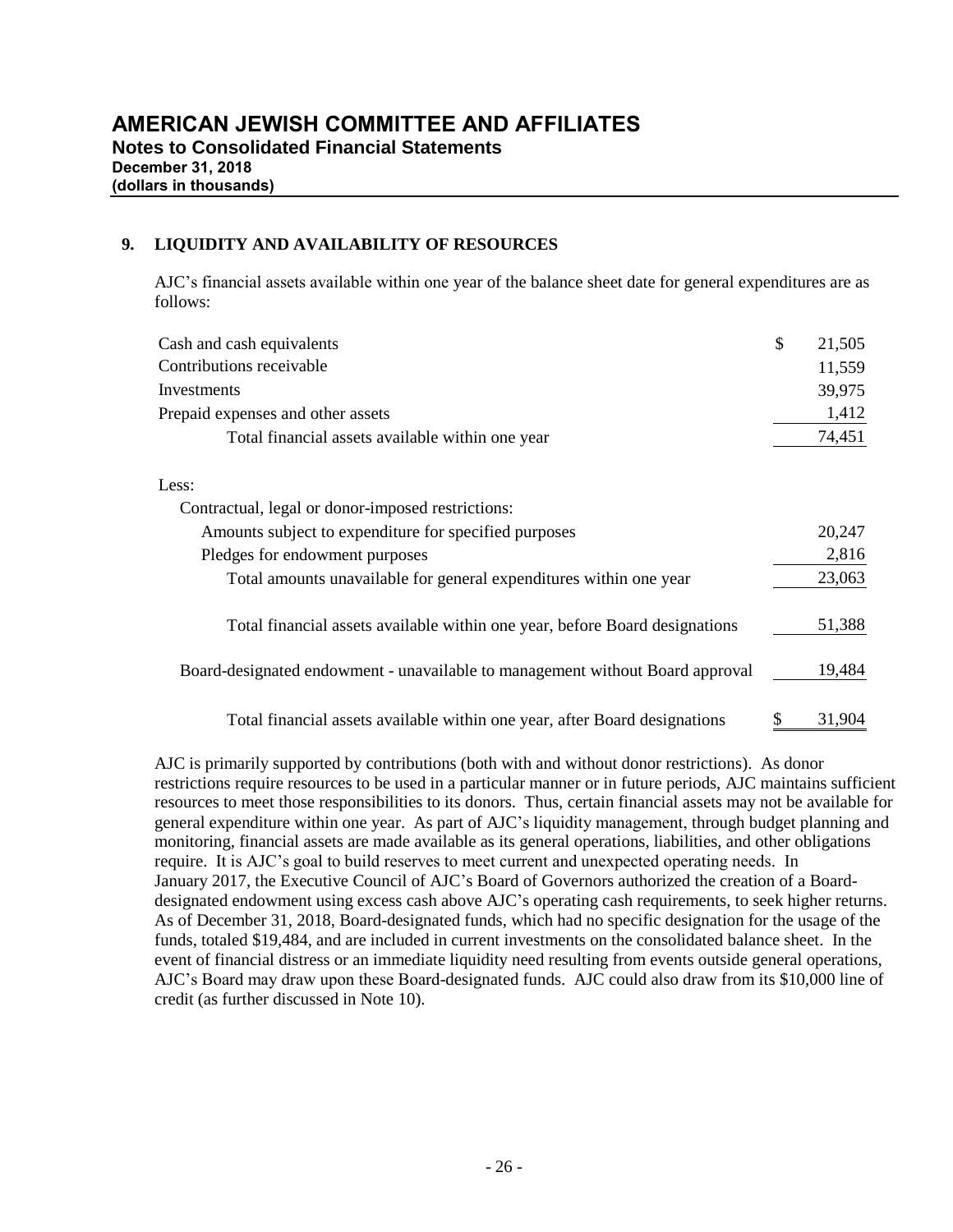# AMERICAN JEWISH COMMITTEE AND AFFILIATES

**Notes to Consolidated Financial Statements**
**December 31, 2018**
**(dollars in thousands)**

## 9. LIQUIDITY AND AVAILABILITY OF RESOURCES

AJC's financial assets available within one year of the balance sheet date for general expenditures are as follows:

| | |
|---|---|
| Cash and cash equivalents | $ 21,505 |
| Contributions receivable | 11,559 |
| Investments | 39,975 |
| Prepaid expenses and other assets | 1,412 |
| Total financial assets available within one year | 74,451 |
| Less: | |
| Contractual, legal or donor-imposed restrictions: | |
| Amounts subject to expenditure for specified purposes | 20,247 |
| Pledges for endowment purposes | 2,816 |
| Total amounts unavailable for general expenditures within one year | 23,063 |
| Total financial assets available within one year, before Board designations | 51,388 |
| Board-designated endowment - unavailable to management without Board approval | 19,484 |
| Total financial assets available within one year, after Board designations | $ 31,904 |

AJC is primarily supported by contributions (both with and without donor restrictions). As donor restrictions require resources to be used in a particular manner or in future periods, AJC maintains sufficient resources to meet those responsibilities to its donors. Thus, certain financial assets may not be available for general expenditure within one year. As part of AJC's liquidity management, through budget planning and monitoring, financial assets are made available as its general operations, liabilities, and other obligations require. It is AJC's goal to build reserves to meet current and unexpected operating needs. In January 2017, the Executive Council of AJC's Board of Governors authorized the creation of a Board-designated endowment using excess cash above AJC's operating cash requirements, to seek higher returns. As of December 31, 2018, Board-designated funds, which had no specific designation for the usage of the funds, totaled $19,484, and are included in current investments on the consolidated balance sheet. In the event of financial distress or an immediate liquidity need resulting from events outside general operations, AJC's Board may draw upon these Board-designated funds. AJC could also draw from its $10,000 line of credit (as further discussed in Note 10).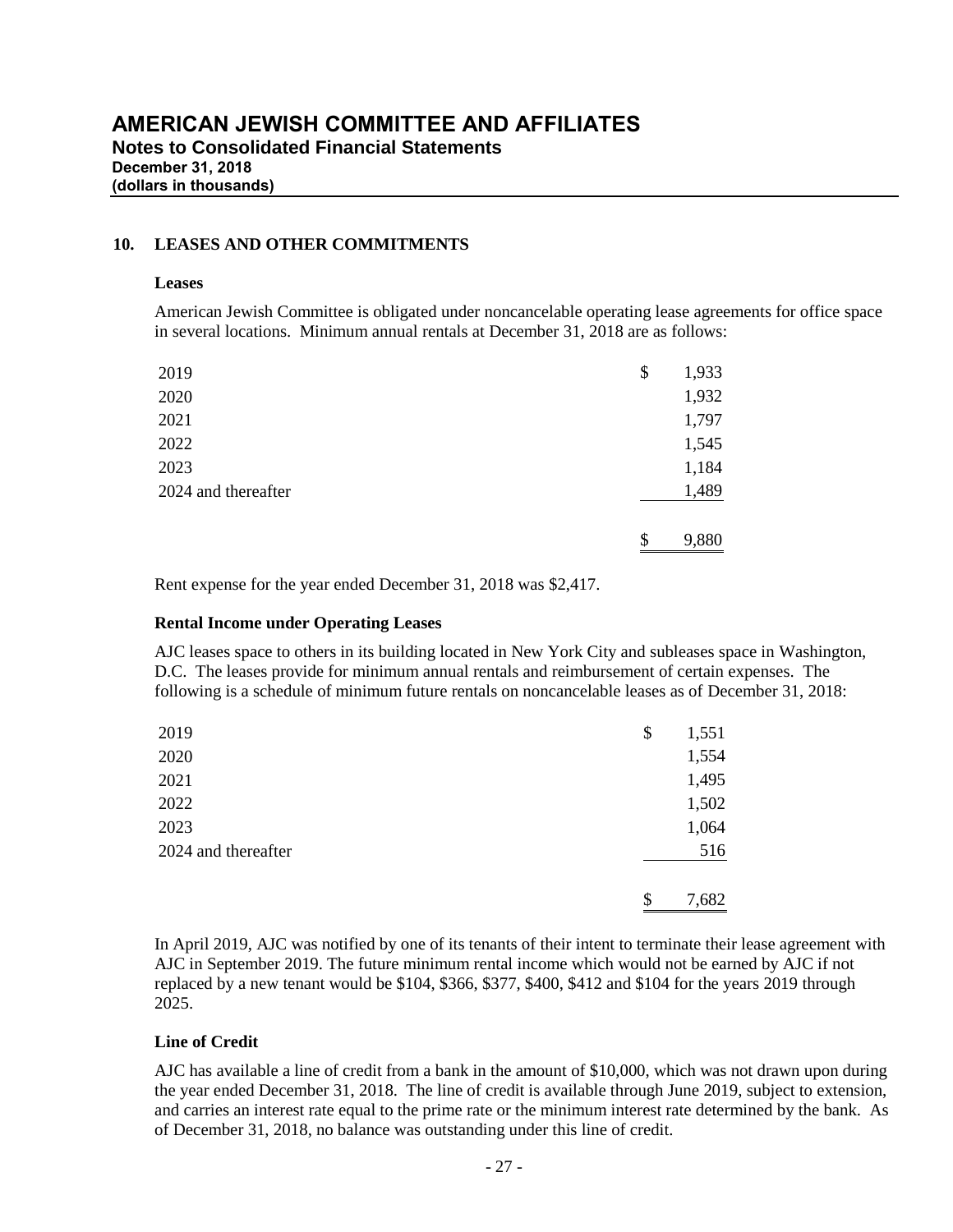# AMERICAN JEWISH COMMITTEE AND AFFILIATES

**Notes to Consolidated Financial Statements**
**December 31, 2018**
**(dollars in thousands)**

## 10. LEASES AND OTHER COMMITMENTS

### Leases

American Jewish Committee is obligated under noncancelable operating lease agreements for office space in several locations. Minimum annual rentals at December 31, 2018 are as follows:

| | |
|---|---|
| 2019 | $ 1,933 |
| 2020 | 1,932 |
| 2021 | 1,797 |
| 2022 | 1,545 |
| 2023 | 1,184 |
| 2024 and thereafter | 1,489 |
| | $ 9,880 |

Rent expense for the year ended December 31, 2018 was $2,417.

### Rental Income under Operating Leases

AJC leases space to others in its building located in New York City and subleases space in Washington, D.C. The leases provide for minimum annual rentals and reimbursement of certain expenses. The following is a schedule of minimum future rentals on noncancelable leases as of December 31, 2018:

| | |
|---|---|
| 2019 | $ 1,551 |
| 2020 | 1,554 |
| 2021 | 1,495 |
| 2022 | 1,502 |
| 2023 | 1,064 |
| 2024 and thereafter | 516 |
| | $ 7,682 |

In April 2019, AJC was notified by one of its tenants of their intent to terminate their lease agreement with AJC in September 2019. The future minimum rental income which would not be earned by AJC if not replaced by a new tenant would be $104, $366, $377, $400, $412 and $104 for the years 2019 through 2025.

### Line of Credit

AJC has available a line of credit from a bank in the amount of $10,000, which was not drawn upon during the year ended December 31, 2018. The line of credit is available through June 2019, subject to extension, and carries an interest rate equal to the prime rate or the minimum interest rate determined by the bank. As of December 31, 2018, no balance was outstanding under this line of credit.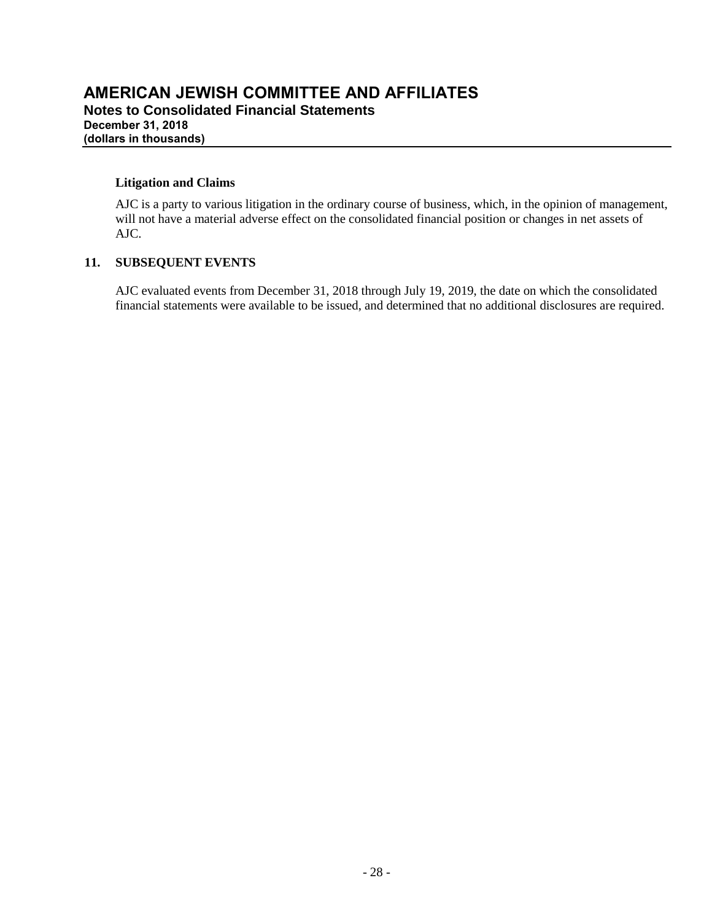### Litigation and Claims

AJC is a party to various litigation in the ordinary course of business, which, in the opinion of management, will not have a material adverse effect on the consolidated financial position or changes in net assets of AJC.

## 11. SUBSEQUENT EVENTS

AJC evaluated events from December 31, 2018 through July 19, 2019, the date on which the consolidated financial statements were available to be issued, and determined that no additional disclosures are required.